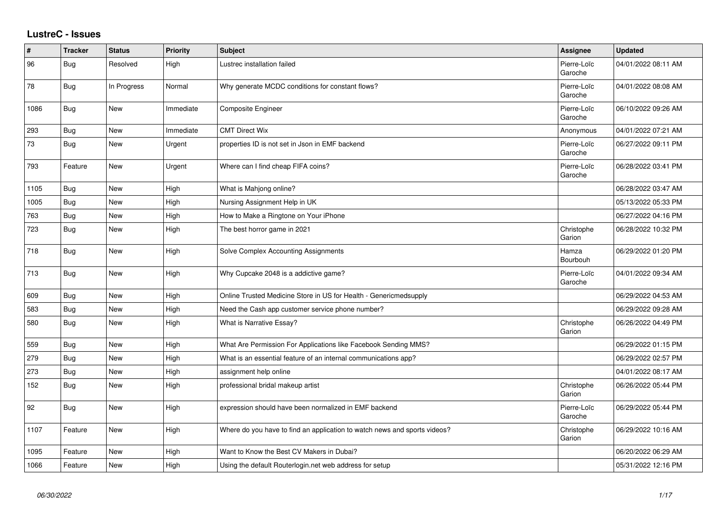# LustreC - Issues

| # | Tracker | Status | Priority | Subject | Assignee | Updated |
|---|---|---|---|---|---|---|
| 96 | Bug | Resolved | High | Lustrec installation failed | Pierre-Loïc Garoche | 04/01/2022 08:11 AM |
| 78 | Bug | In Progress | Normal | Why generate MCDC conditions for constant flows? | Pierre-Loïc Garoche | 04/01/2022 08:08 AM |
| 1086 | Bug | New | Immediate | Composite Engineer | Pierre-Loïc Garoche | 06/10/2022 09:26 AM |
| 293 | Bug | New | Immediate | CMT Direct Wix | Anonymous | 04/01/2022 07:21 AM |
| 73 | Bug | New | Urgent | properties ID is not set in Json in EMF backend | Pierre-Loïc Garoche | 06/27/2022 09:11 PM |
| 793 | Feature | New | Urgent | Where can I find cheap FIFA coins? | Pierre-Loïc Garoche | 06/28/2022 03:41 PM |
| 1105 | Bug | New | High | What is Mahjong online? | | 06/28/2022 03:47 AM |
| 1005 | Bug | New | High | Nursing Assignment Help in UK | | 05/13/2022 05:33 PM |
| 763 | Bug | New | High | How to Make a Ringtone on Your iPhone | | 06/27/2022 04:16 PM |
| 723 | Bug | New | High | The best horror game in 2021 | Christophe Garion | 06/28/2022 10:32 PM |
| 718 | Bug | New | High | Solve Complex Accounting Assignments | Hamza Bourbouh | 06/29/2022 01:20 PM |
| 713 | Bug | New | High | Why Cupcake 2048 is a addictive game? | Pierre-Loïc Garoche | 04/01/2022 09:34 AM |
| 609 | Bug | New | High | Online Trusted Medicine Store in US for Health - Genericmedsupply | | 06/29/2022 04:53 AM |
| 583 | Bug | New | High | Need the Cash app customer service phone number? | | 06/29/2022 09:28 AM |
| 580 | Bug | New | High | What is Narrative Essay? | Christophe Garion | 06/26/2022 04:49 PM |
| 559 | Bug | New | High | What Are Permission For Applications like Facebook Sending MMS? | | 06/29/2022 01:15 PM |
| 279 | Bug | New | High | What is an essential feature of an internal communications app? | | 06/29/2022 02:57 PM |
| 273 | Bug | New | High | assignment help online | | 04/01/2022 08:17 AM |
| 152 | Bug | New | High | professional bridal makeup artist | Christophe Garion | 06/26/2022 05:44 PM |
| 92 | Bug | New | High | expression should have been normalized in EMF backend | Pierre-Loïc Garoche | 06/29/2022 05:44 PM |
| 1107 | Feature | New | High | Where do you have to find an application to watch news and sports videos? | Christophe Garion | 06/29/2022 10:16 AM |
| 1095 | Feature | New | High | Want to Know the Best CV Makers in Dubai? | | 06/20/2022 06:29 AM |
| 1066 | Feature | New | High | Using the default Routerlogin.net web address for setup | | 05/31/2022 12:16 PM |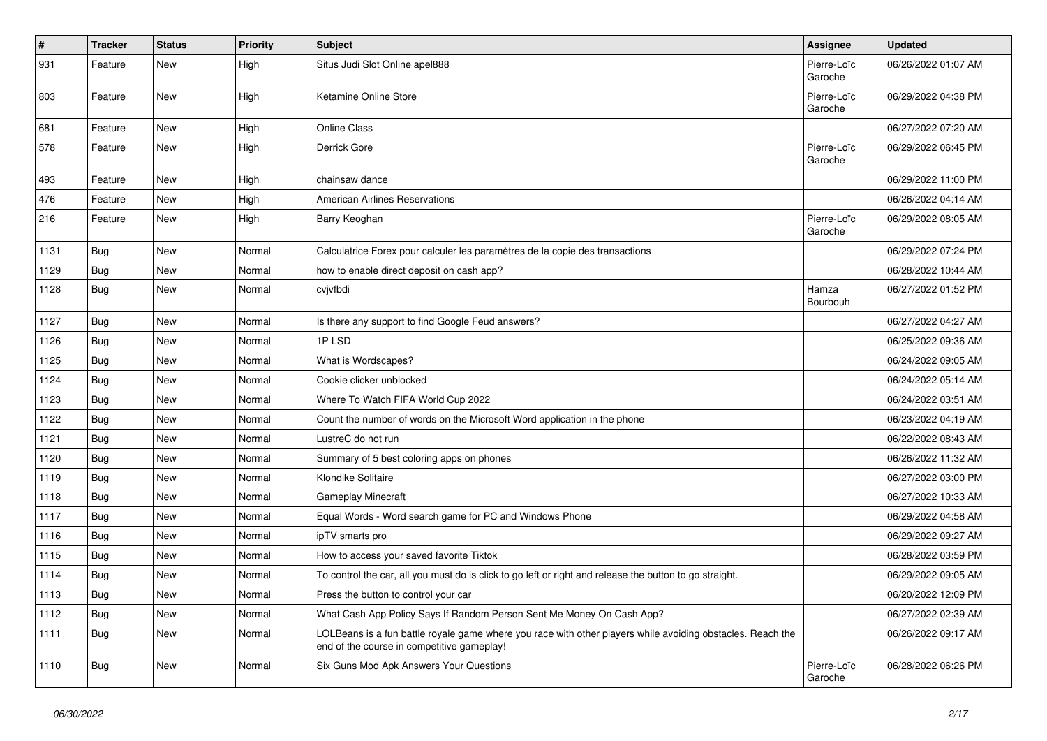| # | Tracker | Status | Priority | Subject | Assignee | Updated |
|---|---|---|---|---|---|---|
| 931 | Feature | New | High | Situs Judi Slot Online apel888 | Pierre-Loïc Garoche | 06/26/2022 01:07 AM |
| 803 | Feature | New | High | Ketamine Online Store | Pierre-Loïc Garoche | 06/29/2022 04:38 PM |
| 681 | Feature | New | High | Online Class | | 06/27/2022 07:20 AM |
| 578 | Feature | New | High | Derrick Gore | Pierre-Loïc Garoche | 06/29/2022 06:45 PM |
| 493 | Feature | New | High | chainsaw dance | | 06/29/2022 11:00 PM |
| 476 | Feature | New | High | American Airlines Reservations | | 06/26/2022 04:14 AM |
| 216 | Feature | New | High | Barry Keoghan | Pierre-Loïc Garoche | 06/29/2022 08:05 AM |
| 1131 | Bug | New | Normal | Calculatrice Forex pour calculer les paramètres de la copie des transactions | | 06/29/2022 07:24 PM |
| 1129 | Bug | New | Normal | how to enable direct deposit on cash app? | | 06/28/2022 10:44 AM |
| 1128 | Bug | New | Normal | cvjvfbdi | Hamza Bourbouh | 06/27/2022 01:52 PM |
| 1127 | Bug | New | Normal | Is there any support to find Google Feud answers? | | 06/27/2022 04:27 AM |
| 1126 | Bug | New | Normal | 1P LSD | | 06/25/2022 09:36 AM |
| 1125 | Bug | New | Normal | What is Wordscapes? | | 06/24/2022 09:05 AM |
| 1124 | Bug | New | Normal | Cookie clicker unblocked | | 06/24/2022 05:14 AM |
| 1123 | Bug | New | Normal | Where To Watch FIFA World Cup 2022 | | 06/24/2022 03:51 AM |
| 1122 | Bug | New | Normal | Count the number of words on the Microsoft Word application in the phone | | 06/23/2022 04:19 AM |
| 1121 | Bug | New | Normal | LustreC do not run | | 06/22/2022 08:43 AM |
| 1120 | Bug | New | Normal | Summary of 5 best coloring apps on phones | | 06/26/2022 11:32 AM |
| 1119 | Bug | New | Normal | Klondike Solitaire | | 06/27/2022 03:00 PM |
| 1118 | Bug | New | Normal | Gameplay Minecraft | | 06/27/2022 10:33 AM |
| 1117 | Bug | New | Normal | Equal Words - Word search game for PC and Windows Phone | | 06/29/2022 04:58 AM |
| 1116 | Bug | New | Normal | ipTV smarts pro | | 06/29/2022 09:27 AM |
| 1115 | Bug | New | Normal | How to access your saved favorite Tiktok | | 06/28/2022 03:59 PM |
| 1114 | Bug | New | Normal | To control the car, all you must do is click to go left or right and release the button to go straight. | | 06/29/2022 09:05 AM |
| 1113 | Bug | New | Normal | Press the button to control your car | | 06/20/2022 12:09 PM |
| 1112 | Bug | New | Normal | What Cash App Policy Says If Random Person Sent Me Money On Cash App? | | 06/27/2022 02:39 AM |
| 1111 | Bug | New | Normal | LOLBeans is a fun battle royale game where you race with other players while avoiding obstacles. Reach the end of the course in competitive gameplay! | | 06/26/2022 09:17 AM |
| 1110 | Bug | New | Normal | Six Guns Mod Apk Answers Your Questions | Pierre-Loïc Garoche | 06/28/2022 06:26 PM |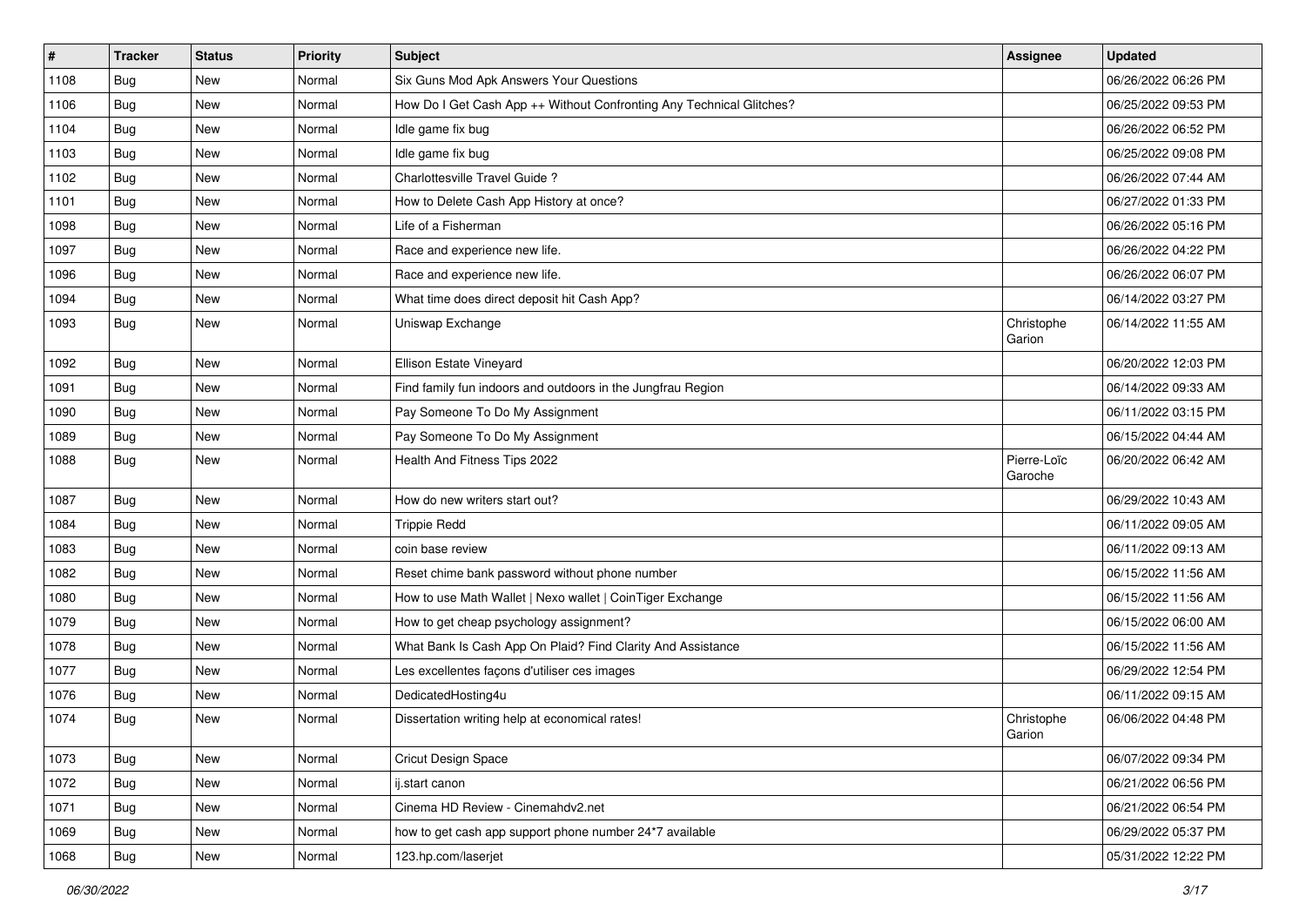| # | Tracker | Status | Priority | Subject | Assignee | Updated |
|---|---|---|---|---|---|---|
| 1108 | Bug | New | Normal | Six Guns Mod Apk Answers Your Questions | | 06/26/2022 06:26 PM |
| 1106 | Bug | New | Normal | How Do I Get Cash App ++ Without Confronting Any Technical Glitches? | | 06/25/2022 09:53 PM |
| 1104 | Bug | New | Normal | Idle game fix bug | | 06/26/2022 06:52 PM |
| 1103 | Bug | New | Normal | Idle game fix bug | | 06/25/2022 09:08 PM |
| 1102 | Bug | New | Normal | Charlottesville Travel Guide ? | | 06/26/2022 07:44 AM |
| 1101 | Bug | New | Normal | How to Delete Cash App History at once? | | 06/27/2022 01:33 PM |
| 1098 | Bug | New | Normal | Life of a Fisherman | | 06/26/2022 05:16 PM |
| 1097 | Bug | New | Normal | Race and experience new life. | | 06/26/2022 04:22 PM |
| 1096 | Bug | New | Normal | Race and experience new life. | | 06/26/2022 06:07 PM |
| 1094 | Bug | New | Normal | What time does direct deposit hit Cash App? | | 06/14/2022 03:27 PM |
| 1093 | Bug | New | Normal | Uniswap Exchange | Christophe Garion | 06/14/2022 11:55 AM |
| 1092 | Bug | New | Normal | Ellison Estate Vineyard | | 06/20/2022 12:03 PM |
| 1091 | Bug | New | Normal | Find family fun indoors and outdoors in the Jungfrau Region | | 06/14/2022 09:33 AM |
| 1090 | Bug | New | Normal | Pay Someone To Do My Assignment | | 06/11/2022 03:15 PM |
| 1089 | Bug | New | Normal | Pay Someone To Do My Assignment | | 06/15/2022 04:44 AM |
| 1088 | Bug | New | Normal | Health And Fitness Tips 2022 | Pierre-Loïc Garoche | 06/20/2022 06:42 AM |
| 1087 | Bug | New | Normal | How do new writers start out? | | 06/29/2022 10:43 AM |
| 1084 | Bug | New | Normal | Trippie Redd | | 06/11/2022 09:05 AM |
| 1083 | Bug | New | Normal | coin base review | | 06/11/2022 09:13 AM |
| 1082 | Bug | New | Normal | Reset chime bank password without phone number | | 06/15/2022 11:56 AM |
| 1080 | Bug | New | Normal | How to use Math Wallet \| Nexo wallet \| CoinTiger Exchange | | 06/15/2022 11:56 AM |
| 1079 | Bug | New | Normal | How to get cheap psychology assignment? | | 06/15/2022 06:00 AM |
| 1078 | Bug | New | Normal | What Bank Is Cash App On Plaid? Find Clarity And Assistance | | 06/15/2022 11:56 AM |
| 1077 | Bug | New | Normal | Les excellentes façons d'utiliser ces images | | 06/29/2022 12:54 PM |
| 1076 | Bug | New | Normal | DedicatedHosting4u | | 06/11/2022 09:15 AM |
| 1074 | Bug | New | Normal | Dissertation writing help at economical rates! | Christophe Garion | 06/06/2022 04:48 PM |
| 1073 | Bug | New | Normal | Cricut Design Space | | 06/07/2022 09:34 PM |
| 1072 | Bug | New | Normal | ij.start canon | | 06/21/2022 06:56 PM |
| 1071 | Bug | New | Normal | Cinema HD Review - Cinemahdv2.net | | 06/21/2022 06:54 PM |
| 1069 | Bug | New | Normal | how to get cash app support phone number 24*7 available | | 06/29/2022 05:37 PM |
| 1068 | Bug | New | Normal | 123.hp.com/laserjet | | 05/31/2022 12:22 PM |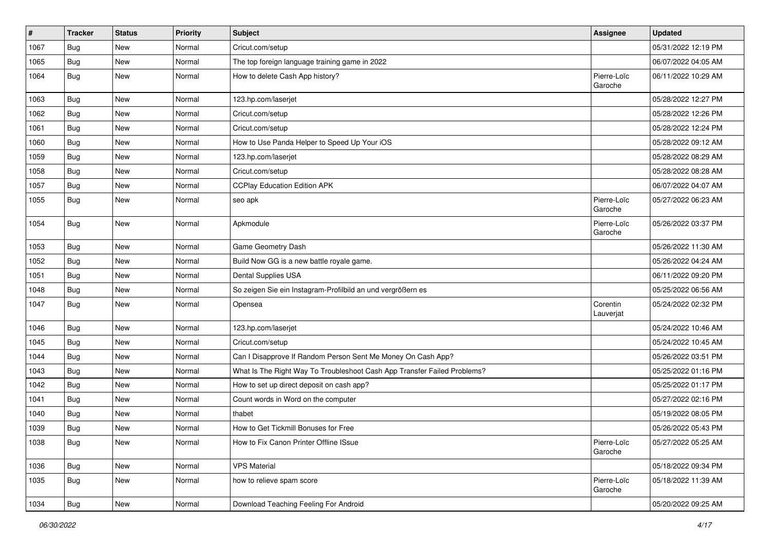| # | Tracker | Status | Priority | Subject | Assignee | Updated |
|---|---|---|---|---|---|---|
| 1067 | Bug | New | Normal | Cricut.com/setup | | 05/31/2022 12:19 PM |
| 1065 | Bug | New | Normal | The top foreign language training game in 2022 | | 06/07/2022 04:05 AM |
| 1064 | Bug | New | Normal | How to delete Cash App history? | Pierre-Loïc Garoche | 06/11/2022 10:29 AM |
| 1063 | Bug | New | Normal | 123.hp.com/laserjet | | 05/28/2022 12:27 PM |
| 1062 | Bug | New | Normal | Cricut.com/setup | | 05/28/2022 12:26 PM |
| 1061 | Bug | New | Normal | Cricut.com/setup | | 05/28/2022 12:24 PM |
| 1060 | Bug | New | Normal | How to Use Panda Helper to Speed Up Your iOS | | 05/28/2022 09:12 AM |
| 1059 | Bug | New | Normal | 123.hp.com/laserjet | | 05/28/2022 08:29 AM |
| 1058 | Bug | New | Normal | Cricut.com/setup | | 05/28/2022 08:28 AM |
| 1057 | Bug | New | Normal | CCPlay Education Edition APK | | 06/07/2022 04:07 AM |
| 1055 | Bug | New | Normal | seo apk | Pierre-Loïc Garoche | 05/27/2022 06:23 AM |
| 1054 | Bug | New | Normal | Apkmodule | Pierre-Loïc Garoche | 05/26/2022 03:37 PM |
| 1053 | Bug | New | Normal | Game Geometry Dash | | 05/26/2022 11:30 AM |
| 1052 | Bug | New | Normal | Build Now GG is a new battle royale game. | | 05/26/2022 04:24 AM |
| 1051 | Bug | New | Normal | Dental Supplies USA | | 06/11/2022 09:20 PM |
| 1048 | Bug | New | Normal | So zeigen Sie ein Instagram-Profilbild an und vergrößern es | | 05/25/2022 06:56 AM |
| 1047 | Bug | New | Normal | Opensea | Corentin Lauverjat | 05/24/2022 02:32 PM |
| 1046 | Bug | New | Normal | 123.hp.com/laserjet | | 05/24/2022 10:46 AM |
| 1045 | Bug | New | Normal | Cricut.com/setup | | 05/24/2022 10:45 AM |
| 1044 | Bug | New | Normal | Can I Disapprove If Random Person Sent Me Money On Cash App? | | 05/26/2022 03:51 PM |
| 1043 | Bug | New | Normal | What Is The Right Way To Troubleshoot Cash App Transfer Failed Problems? | | 05/25/2022 01:16 PM |
| 1042 | Bug | New | Normal | How to set up direct deposit on cash app? | | 05/25/2022 01:17 PM |
| 1041 | Bug | New | Normal | Count words in Word on the computer | | 05/27/2022 02:16 PM |
| 1040 | Bug | New | Normal | thabet | | 05/19/2022 08:05 PM |
| 1039 | Bug | New | Normal | How to Get Tickmill Bonuses for Free | | 05/26/2022 05:43 PM |
| 1038 | Bug | New | Normal | How to Fix Canon Printer Offline ISsue | Pierre-Loïc Garoche | 05/27/2022 05:25 AM |
| 1036 | Bug | New | Normal | VPS Material | | 05/18/2022 09:34 PM |
| 1035 | Bug | New | Normal | how to relieve spam score | Pierre-Loïc Garoche | 05/18/2022 11:39 AM |
| 1034 | Bug | New | Normal | Download Teaching Feeling For Android | | 05/20/2022 09:25 AM |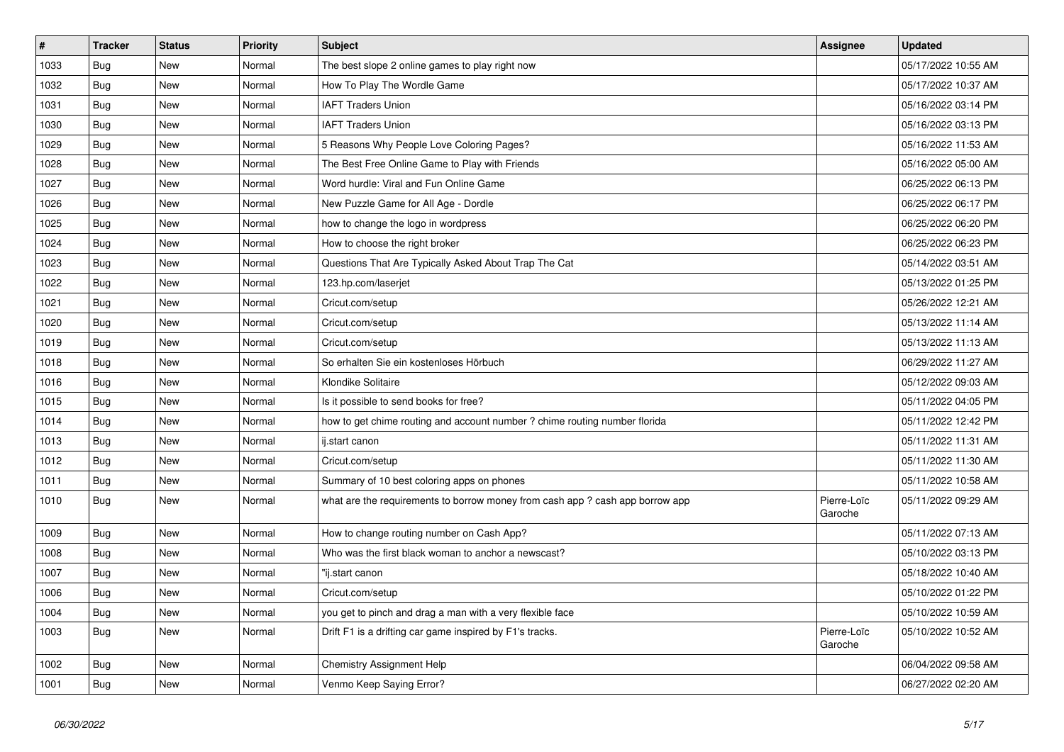| # | Tracker | Status | Priority | Subject | Assignee | Updated |
|---|---|---|---|---|---|---|
| 1033 | Bug | New | Normal | The best slope 2 online games to play right now | | 05/17/2022 10:55 AM |
| 1032 | Bug | New | Normal | How To Play The Wordle Game | | 05/17/2022 10:37 AM |
| 1031 | Bug | New | Normal | IAFT Traders Union | | 05/16/2022 03:14 PM |
| 1030 | Bug | New | Normal | IAFT Traders Union | | 05/16/2022 03:13 PM |
| 1029 | Bug | New | Normal | 5 Reasons Why People Love Coloring Pages? | | 05/16/2022 11:53 AM |
| 1028 | Bug | New | Normal | The Best Free Online Game to Play with Friends | | 05/16/2022 05:00 AM |
| 1027 | Bug | New | Normal | Word hurdle: Viral and Fun Online Game | | 06/25/2022 06:13 PM |
| 1026 | Bug | New | Normal | New Puzzle Game for All Age - Dordle | | 06/25/2022 06:17 PM |
| 1025 | Bug | New | Normal | how to change the logo in wordpress | | 06/25/2022 06:20 PM |
| 1024 | Bug | New | Normal | How to choose the right broker | | 06/25/2022 06:23 PM |
| 1023 | Bug | New | Normal | Questions That Are Typically Asked About Trap The Cat | | 05/14/2022 03:51 AM |
| 1022 | Bug | New | Normal | 123.hp.com/laserjet | | 05/13/2022 01:25 PM |
| 1021 | Bug | New | Normal | Cricut.com/setup | | 05/26/2022 12:21 AM |
| 1020 | Bug | New | Normal | Cricut.com/setup | | 05/13/2022 11:14 AM |
| 1019 | Bug | New | Normal | Cricut.com/setup | | 05/13/2022 11:13 AM |
| 1018 | Bug | New | Normal | So erhalten Sie ein kostenloses Hörbuch | | 06/29/2022 11:27 AM |
| 1016 | Bug | New | Normal | Klondike Solitaire | | 05/12/2022 09:03 AM |
| 1015 | Bug | New | Normal | Is it possible to send books for free? | | 05/11/2022 04:05 PM |
| 1014 | Bug | New | Normal | how to get chime routing and account number ? chime routing number florida | | 05/11/2022 12:42 PM |
| 1013 | Bug | New | Normal | ij.start canon | | 05/11/2022 11:31 AM |
| 1012 | Bug | New | Normal | Cricut.com/setup | | 05/11/2022 11:30 AM |
| 1011 | Bug | New | Normal | Summary of 10 best coloring apps on phones | | 05/11/2022 10:58 AM |
| 1010 | Bug | New | Normal | what are the requirements to borrow money from cash app ? cash app borrow app | Pierre-Loïc Garoche | 05/11/2022 09:29 AM |
| 1009 | Bug | New | Normal | How to change routing number on Cash App? | | 05/11/2022 07:13 AM |
| 1008 | Bug | New | Normal | Who was the first black woman to anchor a newscast? | | 05/10/2022 03:13 PM |
| 1007 | Bug | New | Normal | "ij.start canon | | 05/18/2022 10:40 AM |
| 1006 | Bug | New | Normal | Cricut.com/setup | | 05/10/2022 01:22 PM |
| 1004 | Bug | New | Normal | you get to pinch and drag a man with a very flexible face | | 05/10/2022 10:59 AM |
| 1003 | Bug | New | Normal | Drift F1 is a drifting car game inspired by F1's tracks. | Pierre-Loïc Garoche | 05/10/2022 10:52 AM |
| 1002 | Bug | New | Normal | Chemistry Assignment Help | | 06/04/2022 09:58 AM |
| 1001 | Bug | New | Normal | Venmo Keep Saying Error? | | 06/27/2022 02:20 AM |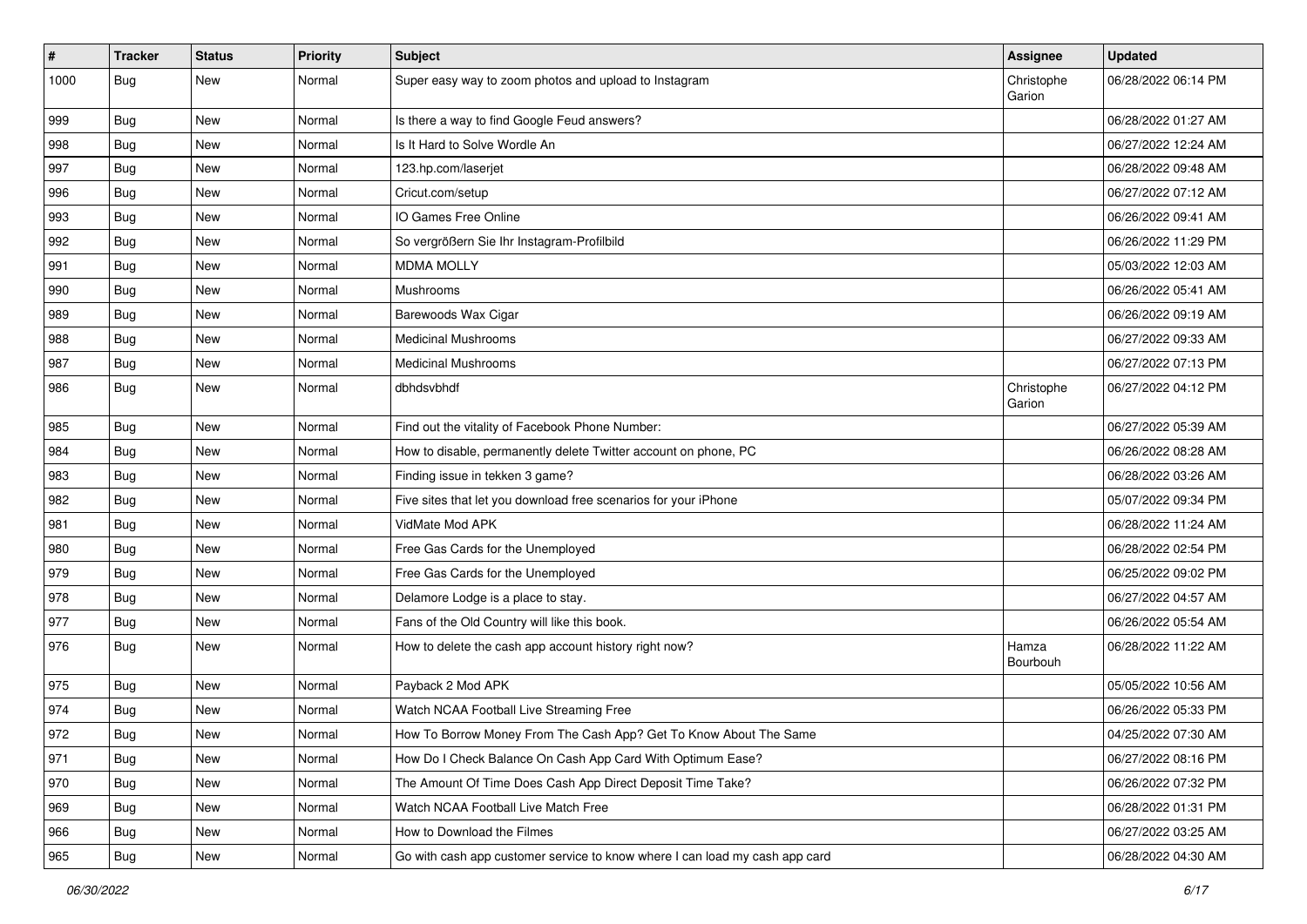| # | Tracker | Status | Priority | Subject | Assignee | Updated |
|---|---|---|---|---|---|---|
| 1000 | Bug | New | Normal | Super easy way to zoom photos and upload to Instagram | Christophe Garion | 06/28/2022 06:14 PM |
| 999 | Bug | New | Normal | Is there a way to find Google Feud answers? | | 06/28/2022 01:27 AM |
| 998 | Bug | New | Normal | Is It Hard to Solve Wordle An | | 06/27/2022 12:24 AM |
| 997 | Bug | New | Normal | 123.hp.com/laserjet | | 06/28/2022 09:48 AM |
| 996 | Bug | New | Normal | Cricut.com/setup | | 06/27/2022 07:12 AM |
| 993 | Bug | New | Normal | IO Games Free Online | | 06/26/2022 09:41 AM |
| 992 | Bug | New | Normal | So vergrößern Sie Ihr Instagram-Profilbild | | 06/26/2022 11:29 PM |
| 991 | Bug | New | Normal | MDMA MOLLY | | 05/03/2022 12:03 AM |
| 990 | Bug | New | Normal | Mushrooms | | 06/26/2022 05:41 AM |
| 989 | Bug | New | Normal | Barewoods Wax Cigar | | 06/26/2022 09:19 AM |
| 988 | Bug | New | Normal | Medicinal Mushrooms | | 06/27/2022 09:33 AM |
| 987 | Bug | New | Normal | Medicinal Mushrooms | | 06/27/2022 07:13 PM |
| 986 | Bug | New | Normal | dbhdsvbhdf | Christophe Garion | 06/27/2022 04:12 PM |
| 985 | Bug | New | Normal | Find out the vitality of Facebook Phone Number: | | 06/27/2022 05:39 AM |
| 984 | Bug | New | Normal | How to disable, permanently delete Twitter account on phone, PC | | 06/26/2022 08:28 AM |
| 983 | Bug | New | Normal | Finding issue in tekken 3 game? | | 06/28/2022 03:26 AM |
| 982 | Bug | New | Normal | Five sites that let you download free scenarios for your iPhone | | 05/07/2022 09:34 PM |
| 981 | Bug | New | Normal | VidMate Mod APK | | 06/28/2022 11:24 AM |
| 980 | Bug | New | Normal | Free Gas Cards for the Unemployed | | 06/28/2022 02:54 PM |
| 979 | Bug | New | Normal | Free Gas Cards for the Unemployed | | 06/25/2022 09:02 PM |
| 978 | Bug | New | Normal | Delamore Lodge is a place to stay. | | 06/27/2022 04:57 AM |
| 977 | Bug | New | Normal | Fans of the Old Country will like this book. | | 06/26/2022 05:54 AM |
| 976 | Bug | New | Normal | How to delete the cash app account history right now? | Hamza Bourbouh | 06/28/2022 11:22 AM |
| 975 | Bug | New | Normal | Payback 2 Mod APK | | 05/05/2022 10:56 AM |
| 974 | Bug | New | Normal | Watch NCAA Football Live Streaming Free | | 06/26/2022 05:33 PM |
| 972 | Bug | New | Normal | How To Borrow Money From The Cash App? Get To Know About The Same | | 04/25/2022 07:30 AM |
| 971 | Bug | New | Normal | How Do I Check Balance On Cash App Card With Optimum Ease? | | 06/27/2022 08:16 PM |
| 970 | Bug | New | Normal | The Amount Of Time Does Cash App Direct Deposit Time Take? | | 06/26/2022 07:32 PM |
| 969 | Bug | New | Normal | Watch NCAA Football Live Match Free | | 06/28/2022 01:31 PM |
| 966 | Bug | New | Normal | How to Download the Filmes | | 06/27/2022 03:25 AM |
| 965 | Bug | New | Normal | Go with cash app customer service to know where I can load my cash app card | | 06/28/2022 04:30 AM |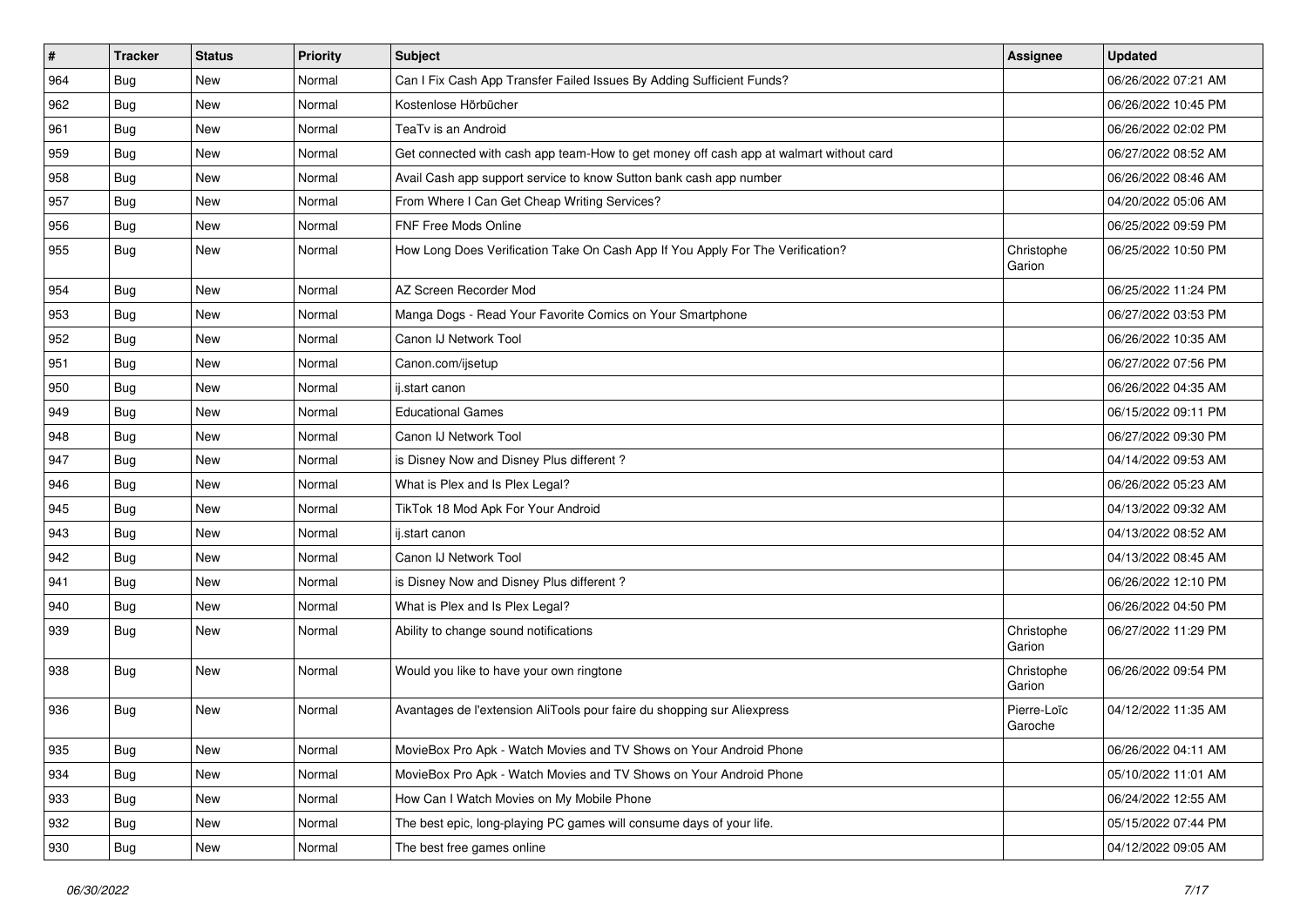| # | Tracker | Status | Priority | Subject | Assignee | Updated |
| --- | --- | --- | --- | --- | --- | --- |
| 964 | Bug | New | Normal | Can I Fix Cash App Transfer Failed Issues By Adding Sufficient Funds? | | 06/26/2022 07:21 AM |
| 962 | Bug | New | Normal | Kostenlose Hörbücher | | 06/26/2022 10:45 PM |
| 961 | Bug | New | Normal | TeaTv is an Android | | 06/26/2022 02:02 PM |
| 959 | Bug | New | Normal | Get connected with cash app team-How to get money off cash app at walmart without card | | 06/27/2022 08:52 AM |
| 958 | Bug | New | Normal | Avail Cash app support service to know Sutton bank cash app number | | 06/26/2022 08:46 AM |
| 957 | Bug | New | Normal | From Where I Can Get Cheap Writing Services? | | 04/20/2022 05:06 AM |
| 956 | Bug | New | Normal | FNF Free Mods Online | | 06/25/2022 09:59 PM |
| 955 | Bug | New | Normal | How Long Does Verification Take On Cash App If You Apply For The Verification? | Christophe Garion | 06/25/2022 10:50 PM |
| 954 | Bug | New | Normal | AZ Screen Recorder Mod | | 06/25/2022 11:24 PM |
| 953 | Bug | New | Normal | Manga Dogs - Read Your Favorite Comics on Your Smartphone | | 06/27/2022 03:53 PM |
| 952 | Bug | New | Normal | Canon IJ Network Tool | | 06/26/2022 10:35 AM |
| 951 | Bug | New | Normal | Canon.com/ijsetup | | 06/27/2022 07:56 PM |
| 950 | Bug | New | Normal | ij.start canon | | 06/26/2022 04:35 AM |
| 949 | Bug | New | Normal | Educational Games | | 06/15/2022 09:11 PM |
| 948 | Bug | New | Normal | Canon IJ Network Tool | | 06/27/2022 09:30 PM |
| 947 | Bug | New | Normal | is Disney Now and Disney Plus different ? | | 04/14/2022 09:53 AM |
| 946 | Bug | New | Normal | What is Plex and Is Plex Legal? | | 06/26/2022 05:23 AM |
| 945 | Bug | New | Normal | TikTok 18 Mod Apk For Your Android | | 04/13/2022 09:32 AM |
| 943 | Bug | New | Normal | ij.start canon | | 04/13/2022 08:52 AM |
| 942 | Bug | New | Normal | Canon IJ Network Tool | | 04/13/2022 08:45 AM |
| 941 | Bug | New | Normal | is Disney Now and Disney Plus different ? | | 06/26/2022 12:10 PM |
| 940 | Bug | New | Normal | What is Plex and Is Plex Legal? | | 06/26/2022 04:50 PM |
| 939 | Bug | New | Normal | Ability to change sound notifications | Christophe Garion | 06/27/2022 11:29 PM |
| 938 | Bug | New | Normal | Would you like to have your own ringtone | Christophe Garion | 06/26/2022 09:54 PM |
| 936 | Bug | New | Normal | Avantages de l'extension AliTools pour faire du shopping sur Aliexpress | Pierre-Loïc Garoche | 04/12/2022 11:35 AM |
| 935 | Bug | New | Normal | MovieBox Pro Apk - Watch Movies and TV Shows on Your Android Phone | | 06/26/2022 04:11 AM |
| 934 | Bug | New | Normal | MovieBox Pro Apk - Watch Movies and TV Shows on Your Android Phone | | 05/10/2022 11:01 AM |
| 933 | Bug | New | Normal | How Can I Watch Movies on My Mobile Phone | | 06/24/2022 12:55 AM |
| 932 | Bug | New | Normal | The best epic, long-playing PC games will consume days of your life. | | 05/15/2022 07:44 PM |
| 930 | Bug | New | Normal | The best free games online | | 04/12/2022 09:05 AM |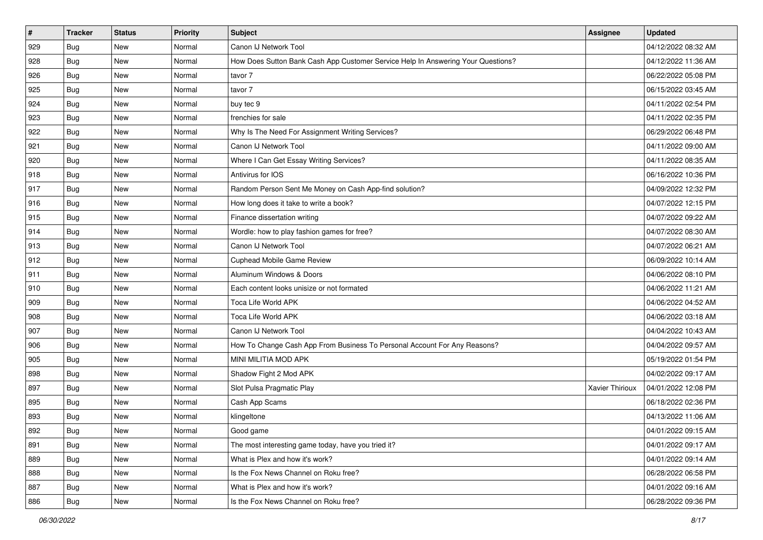| # | Tracker | Status | Priority | Subject | Assignee | Updated |
|---|---|---|---|---|---|---|
| 929 | Bug | New | Normal | Canon IJ Network Tool | | 04/12/2022 08:32 AM |
| 928 | Bug | New | Normal | How Does Sutton Bank Cash App Customer Service Help In Answering Your Questions? | | 04/12/2022 11:36 AM |
| 926 | Bug | New | Normal | tavor 7 | | 06/22/2022 05:08 PM |
| 925 | Bug | New | Normal | tavor 7 | | 06/15/2022 03:45 AM |
| 924 | Bug | New | Normal | buy tec 9 | | 04/11/2022 02:54 PM |
| 923 | Bug | New | Normal | frenchies for sale | | 04/11/2022 02:35 PM |
| 922 | Bug | New | Normal | Why Is The Need For Assignment Writing Services? | | 06/29/2022 06:48 PM |
| 921 | Bug | New | Normal | Canon IJ Network Tool | | 04/11/2022 09:00 AM |
| 920 | Bug | New | Normal | Where I Can Get Essay Writing Services? | | 04/11/2022 08:35 AM |
| 918 | Bug | New | Normal | Antivirus for IOS | | 06/16/2022 10:36 PM |
| 917 | Bug | New | Normal | Random Person Sent Me Money on Cash App-find solution? | | 04/09/2022 12:32 PM |
| 916 | Bug | New | Normal | How long does it take to write a book? | | 04/07/2022 12:15 PM |
| 915 | Bug | New | Normal | Finance dissertation writing | | 04/07/2022 09:22 AM |
| 914 | Bug | New | Normal | Wordle: how to play fashion games for free? | | 04/07/2022 08:30 AM |
| 913 | Bug | New | Normal | Canon IJ Network Tool | | 04/07/2022 06:21 AM |
| 912 | Bug | New | Normal | Cuphead Mobile Game Review | | 06/09/2022 10:14 AM |
| 911 | Bug | New | Normal | Aluminum Windows & Doors | | 04/06/2022 08:10 PM |
| 910 | Bug | New | Normal | Each content looks unisize or not formated | | 04/06/2022 11:21 AM |
| 909 | Bug | New | Normal | Toca Life World APK | | 04/06/2022 04:52 AM |
| 908 | Bug | New | Normal | Toca Life World APK | | 04/06/2022 03:18 AM |
| 907 | Bug | New | Normal | Canon IJ Network Tool | | 04/04/2022 10:43 AM |
| 906 | Bug | New | Normal | How To Change Cash App From Business To Personal Account For Any Reasons? | | 04/04/2022 09:57 AM |
| 905 | Bug | New | Normal | MINI MILITIA MOD APK | | 05/19/2022 01:54 PM |
| 898 | Bug | New | Normal | Shadow Fight 2 Mod APK | | 04/02/2022 09:17 AM |
| 897 | Bug | New | Normal | Slot Pulsa Pragmatic Play | Xavier Thirioux | 04/01/2022 12:08 PM |
| 895 | Bug | New | Normal | Cash App Scams | | 06/18/2022 02:36 PM |
| 893 | Bug | New | Normal | klingeltone | | 04/13/2022 11:06 AM |
| 892 | Bug | New | Normal | Good game | | 04/01/2022 09:15 AM |
| 891 | Bug | New | Normal | The most interesting game today, have you tried it? | | 04/01/2022 09:17 AM |
| 889 | Bug | New | Normal | What is Plex and how it's work? | | 04/01/2022 09:14 AM |
| 888 | Bug | New | Normal | Is the Fox News Channel on Roku free? | | 06/28/2022 06:58 PM |
| 887 | Bug | New | Normal | What is Plex and how it's work? | | 04/01/2022 09:16 AM |
| 886 | Bug | New | Normal | Is the Fox News Channel on Roku free? | | 06/28/2022 09:36 PM |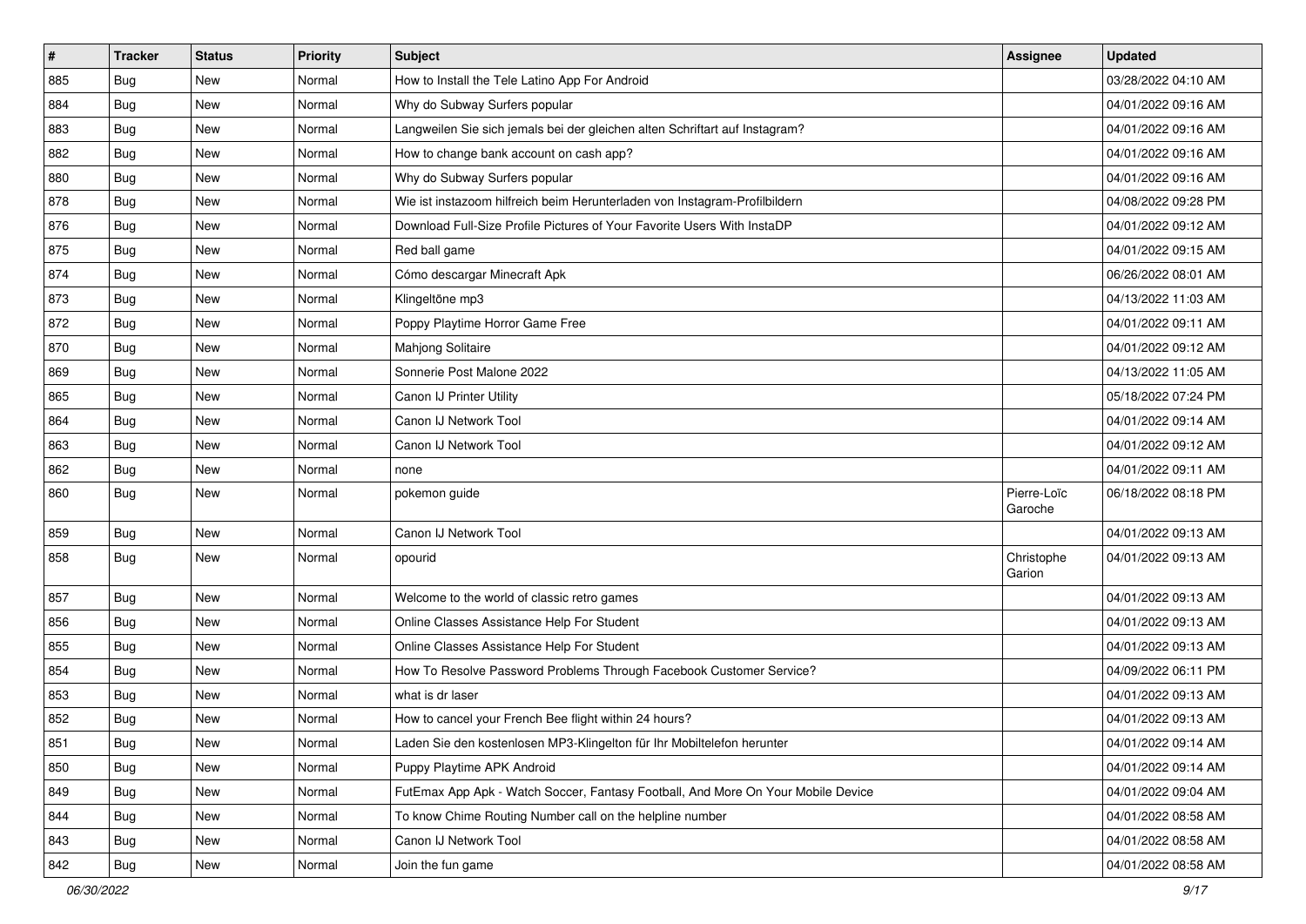| # | Tracker | Status | Priority | Subject | Assignee | Updated |
|---|---|---|---|---|---|---|
| 885 | Bug | New | Normal | How to Install the Tele Latino App For Android | | 03/28/2022 04:10 AM |
| 884 | Bug | New | Normal | Why do Subway Surfers popular | | 04/01/2022 09:16 AM |
| 883 | Bug | New | Normal | Langweilen Sie sich jemals bei der gleichen alten Schriftart auf Instagram? | | 04/01/2022 09:16 AM |
| 882 | Bug | New | Normal | How to change bank account on cash app? | | 04/01/2022 09:16 AM |
| 880 | Bug | New | Normal | Why do Subway Surfers popular | | 04/01/2022 09:16 AM |
| 878 | Bug | New | Normal | Wie ist instazoom hilfreich beim Herunterladen von Instagram-Profilbildern | | 04/08/2022 09:28 PM |
| 876 | Bug | New | Normal | Download Full-Size Profile Pictures of Your Favorite Users With InstaDP | | 04/01/2022 09:12 AM |
| 875 | Bug | New | Normal | Red ball game | | 04/01/2022 09:15 AM |
| 874 | Bug | New | Normal | Cómo descargar Minecraft Apk | | 06/26/2022 08:01 AM |
| 873 | Bug | New | Normal | Klingeltöne mp3 | | 04/13/2022 11:03 AM |
| 872 | Bug | New | Normal | Poppy Playtime Horror Game Free | | 04/01/2022 09:11 AM |
| 870 | Bug | New | Normal | Mahjong Solitaire | | 04/01/2022 09:12 AM |
| 869 | Bug | New | Normal | Sonnerie Post Malone 2022 | | 04/13/2022 11:05 AM |
| 865 | Bug | New | Normal | Canon IJ Printer Utility | | 05/18/2022 07:24 PM |
| 864 | Bug | New | Normal | Canon IJ Network Tool | | 04/01/2022 09:14 AM |
| 863 | Bug | New | Normal | Canon IJ Network Tool | | 04/01/2022 09:12 AM |
| 862 | Bug | New | Normal | none | | 04/01/2022 09:11 AM |
| 860 | Bug | New | Normal | pokemon guide | Pierre-Loïc Garoche | 06/18/2022 08:18 PM |
| 859 | Bug | New | Normal | Canon IJ Network Tool | | 04/01/2022 09:13 AM |
| 858 | Bug | New | Normal | opourid | Christophe Garion | 04/01/2022 09:13 AM |
| 857 | Bug | New | Normal | Welcome to the world of classic retro games | | 04/01/2022 09:13 AM |
| 856 | Bug | New | Normal | Online Classes Assistance Help For Student | | 04/01/2022 09:13 AM |
| 855 | Bug | New | Normal | Online Classes Assistance Help For Student | | 04/01/2022 09:13 AM |
| 854 | Bug | New | Normal | How To Resolve Password Problems Through Facebook Customer Service? | | 04/09/2022 06:11 PM |
| 853 | Bug | New | Normal | what is dr laser | | 04/01/2022 09:13 AM |
| 852 | Bug | New | Normal | How to cancel your French Bee flight within 24 hours? | | 04/01/2022 09:13 AM |
| 851 | Bug | New | Normal | Laden Sie den kostenlosen MP3-Klingelton für Ihr Mobiltelefon herunter | | 04/01/2022 09:14 AM |
| 850 | Bug | New | Normal | Puppy Playtime APK Android | | 04/01/2022 09:14 AM |
| 849 | Bug | New | Normal | FutEmax App Apk - Watch Soccer, Fantasy Football, And More On Your Mobile Device | | 04/01/2022 09:04 AM |
| 844 | Bug | New | Normal | To know Chime Routing Number call on the helpline number | | 04/01/2022 08:58 AM |
| 843 | Bug | New | Normal | Canon IJ Network Tool | | 04/01/2022 08:58 AM |
| 842 | Bug | New | Normal | Join the fun game | | 04/01/2022 08:58 AM |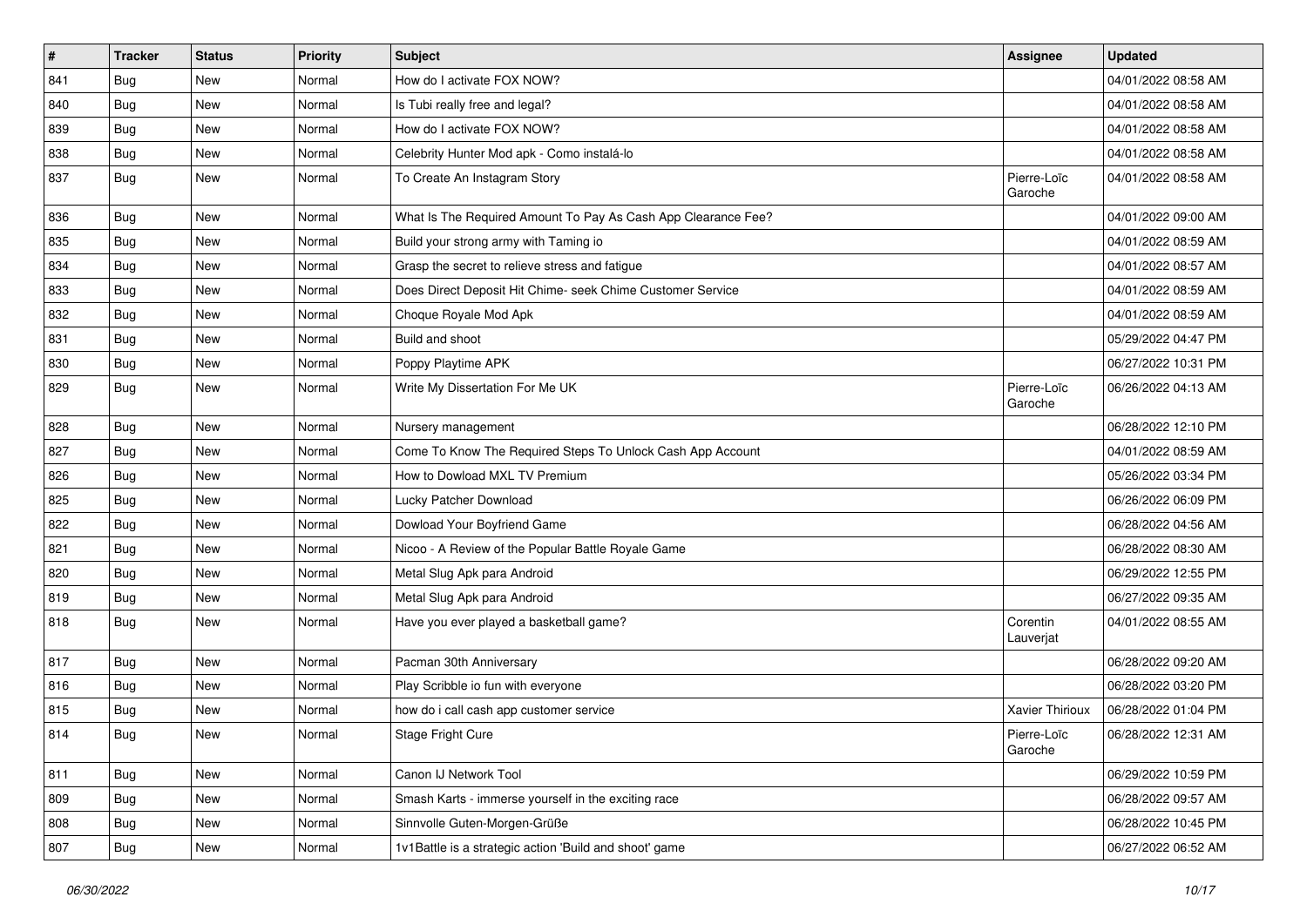| # | Tracker | Status | Priority | Subject | Assignee | Updated |
|---|---|---|---|---|---|---|
| 841 | Bug | New | Normal | How do I activate FOX NOW? | | 04/01/2022 08:58 AM |
| 840 | Bug | New | Normal | Is Tubi really free and legal? | | 04/01/2022 08:58 AM |
| 839 | Bug | New | Normal | How do I activate FOX NOW? | | 04/01/2022 08:58 AM |
| 838 | Bug | New | Normal | Celebrity Hunter Mod apk - Como instalá-lo | | 04/01/2022 08:58 AM |
| 837 | Bug | New | Normal | To Create An Instagram Story | Pierre-Loïc Garoche | 04/01/2022 08:58 AM |
| 836 | Bug | New | Normal | What Is The Required Amount To Pay As Cash App Clearance Fee? | | 04/01/2022 09:00 AM |
| 835 | Bug | New | Normal | Build your strong army with Taming io | | 04/01/2022 08:59 AM |
| 834 | Bug | New | Normal | Grasp the secret to relieve stress and fatigue | | 04/01/2022 08:57 AM |
| 833 | Bug | New | Normal | Does Direct Deposit Hit Chime- seek Chime Customer Service | | 04/01/2022 08:59 AM |
| 832 | Bug | New | Normal | Choque Royale Mod Apk | | 04/01/2022 08:59 AM |
| 831 | Bug | New | Normal | Build and shoot | | 05/29/2022 04:47 PM |
| 830 | Bug | New | Normal | Poppy Playtime APK | | 06/27/2022 10:31 PM |
| 829 | Bug | New | Normal | Write My Dissertation For Me UK | Pierre-Loïc Garoche | 06/26/2022 04:13 AM |
| 828 | Bug | New | Normal | Nursery management | | 06/28/2022 12:10 PM |
| 827 | Bug | New | Normal | Come To Know The Required Steps To Unlock Cash App Account | | 04/01/2022 08:59 AM |
| 826 | Bug | New | Normal | How to Dowload MXL TV Premium | | 05/26/2022 03:34 PM |
| 825 | Bug | New | Normal | Lucky Patcher Download | | 06/26/2022 06:09 PM |
| 822 | Bug | New | Normal | Dowload Your Boyfriend Game | | 06/28/2022 04:56 AM |
| 821 | Bug | New | Normal | Nicoo - A Review of the Popular Battle Royale Game | | 06/28/2022 08:30 AM |
| 820 | Bug | New | Normal | Metal Slug Apk para Android | | 06/29/2022 12:55 PM |
| 819 | Bug | New | Normal | Metal Slug Apk para Android | | 06/27/2022 09:35 AM |
| 818 | Bug | New | Normal | Have you ever played a basketball game? | Corentin Lauverjat | 04/01/2022 08:55 AM |
| 817 | Bug | New | Normal | Pacman 30th Anniversary | | 06/28/2022 09:20 AM |
| 816 | Bug | New | Normal | Play Scribble io fun with everyone | | 06/28/2022 03:20 PM |
| 815 | Bug | New | Normal | how do i call cash app customer service | Xavier Thirioux | 06/28/2022 01:04 PM |
| 814 | Bug | New | Normal | Stage Fright Cure | Pierre-Loïc Garoche | 06/28/2022 12:31 AM |
| 811 | Bug | New | Normal | Canon IJ Network Tool | | 06/29/2022 10:59 PM |
| 809 | Bug | New | Normal | Smash Karts - immerse yourself in the exciting race | | 06/28/2022 09:57 AM |
| 808 | Bug | New | Normal | Sinnvolle Guten-Morgen-Grüße | | 06/28/2022 10:45 PM |
| 807 | Bug | New | Normal | 1v1Battle is a strategic action 'Build and shoot' game | | 06/27/2022 06:52 AM |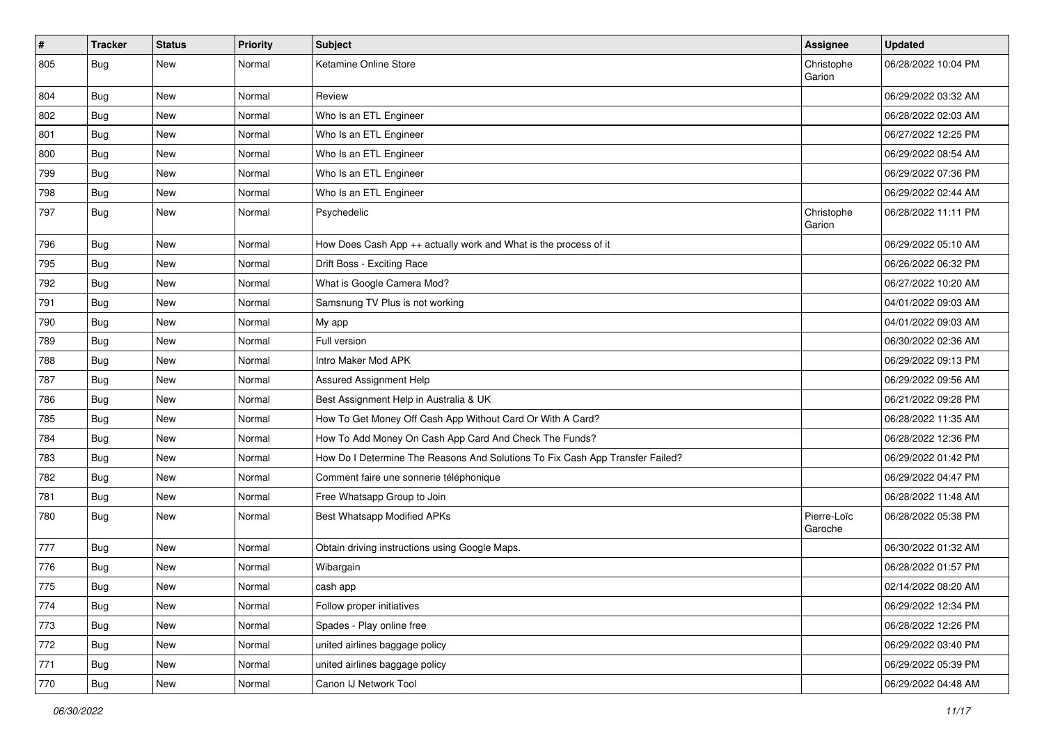| # | Tracker | Status | Priority | Subject | Assignee | Updated |
|---|---|---|---|---|---|---|
| 805 | Bug | New | Normal | Ketamine Online Store | Christophe Garion | 06/28/2022 10:04 PM |
| 804 | Bug | New | Normal | Review | | 06/29/2022 03:32 AM |
| 802 | Bug | New | Normal | Who Is an ETL Engineer | | 06/28/2022 02:03 AM |
| 801 | Bug | New | Normal | Who Is an ETL Engineer | | 06/27/2022 12:25 PM |
| 800 | Bug | New | Normal | Who Is an ETL Engineer | | 06/29/2022 08:54 AM |
| 799 | Bug | New | Normal | Who Is an ETL Engineer | | 06/29/2022 07:36 PM |
| 798 | Bug | New | Normal | Who Is an ETL Engineer | | 06/29/2022 02:44 AM |
| 797 | Bug | New | Normal | Psychedelic | Christophe Garion | 06/28/2022 11:11 PM |
| 796 | Bug | New | Normal | How Does Cash App ++ actually work and What is the process of it | | 06/29/2022 05:10 AM |
| 795 | Bug | New | Normal | Drift Boss - Exciting Race | | 06/26/2022 06:32 PM |
| 792 | Bug | New | Normal | What is Google Camera Mod? | | 06/27/2022 10:20 AM |
| 791 | Bug | New | Normal | Samsnung TV Plus is not working | | 04/01/2022 09:03 AM |
| 790 | Bug | New | Normal | My app | | 04/01/2022 09:03 AM |
| 789 | Bug | New | Normal | Full version | | 06/30/2022 02:36 AM |
| 788 | Bug | New | Normal | Intro Maker Mod APK | | 06/29/2022 09:13 PM |
| 787 | Bug | New | Normal | Assured Assignment Help | | 06/29/2022 09:56 AM |
| 786 | Bug | New | Normal | Best Assignment Help in Australia & UK | | 06/21/2022 09:28 PM |
| 785 | Bug | New | Normal | How To Get Money Off Cash App Without Card Or With A Card? | | 06/28/2022 11:35 AM |
| 784 | Bug | New | Normal | How To Add Money On Cash App Card And Check The Funds? | | 06/28/2022 12:36 PM |
| 783 | Bug | New | Normal | How Do I Determine The Reasons And Solutions To Fix Cash App Transfer Failed? | | 06/29/2022 01:42 PM |
| 782 | Bug | New | Normal | Comment faire une sonnerie téléphonique | | 06/29/2022 04:47 PM |
| 781 | Bug | New | Normal | Free Whatsapp Group to Join | | 06/28/2022 11:48 AM |
| 780 | Bug | New | Normal | Best Whatsapp Modified APKs | Pierre-Loïc Garoche | 06/28/2022 05:38 PM |
| 777 | Bug | New | Normal | Obtain driving instructions using Google Maps. | | 06/30/2022 01:32 AM |
| 776 | Bug | New | Normal | Wibargain | | 06/28/2022 01:57 PM |
| 775 | Bug | New | Normal | cash app | | 02/14/2022 08:20 AM |
| 774 | Bug | New | Normal | Follow proper initiatives | | 06/29/2022 12:34 PM |
| 773 | Bug | New | Normal | Spades - Play online free | | 06/28/2022 12:26 PM |
| 772 | Bug | New | Normal | united airlines baggage policy | | 06/29/2022 03:40 PM |
| 771 | Bug | New | Normal | united airlines baggage policy | | 06/29/2022 05:39 PM |
| 770 | Bug | New | Normal | Canon IJ Network Tool | | 06/29/2022 04:48 AM |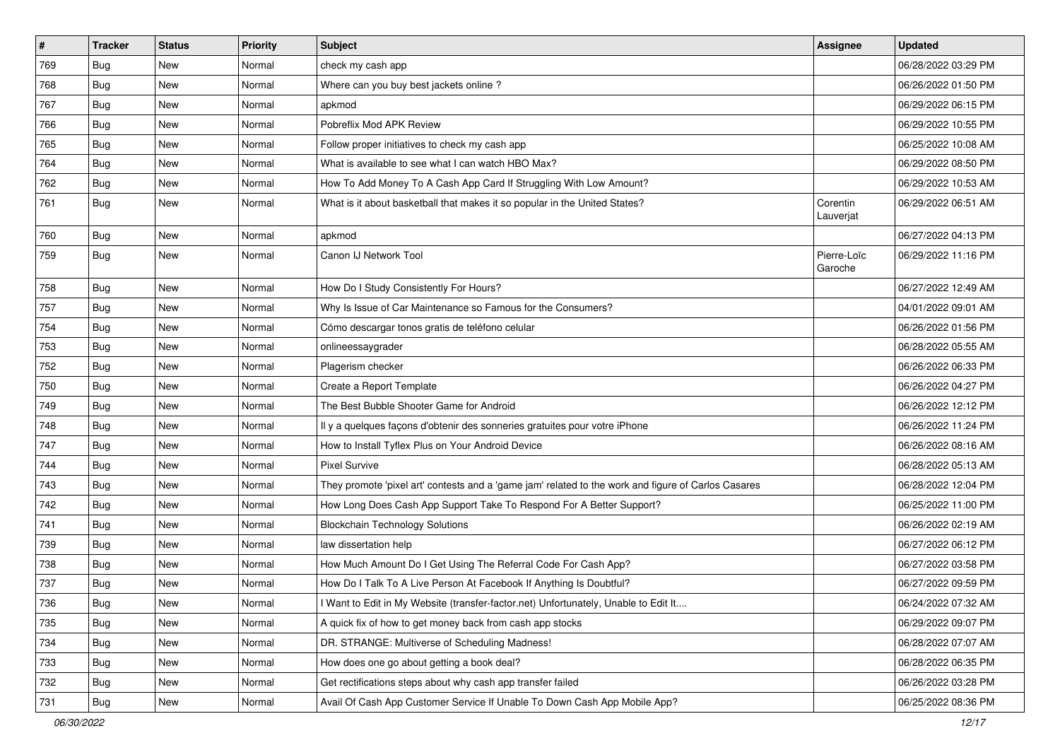| # | Tracker | Status | Priority | Subject | Assignee | Updated |
|---|---|---|---|---|---|---|
| 769 | Bug | New | Normal | check my cash app | | 06/28/2022 03:29 PM |
| 768 | Bug | New | Normal | Where can you buy best jackets online ? | | 06/26/2022 01:50 PM |
| 767 | Bug | New | Normal | apkmod | | 06/29/2022 06:15 PM |
| 766 | Bug | New | Normal | Pobreflix Mod APK Review | | 06/29/2022 10:55 PM |
| 765 | Bug | New | Normal | Follow proper initiatives to check my cash app | | 06/25/2022 10:08 AM |
| 764 | Bug | New | Normal | What is available to see what I can watch HBO Max? | | 06/29/2022 08:50 PM |
| 762 | Bug | New | Normal | How To Add Money To A Cash App Card If Struggling With Low Amount? | | 06/29/2022 10:53 AM |
| 761 | Bug | New | Normal | What is it about basketball that makes it so popular in the United States? | Corentin Lauverjat | 06/29/2022 06:51 AM |
| 760 | Bug | New | Normal | apkmod | | 06/27/2022 04:13 PM |
| 759 | Bug | New | Normal | Canon IJ Network Tool | Pierre-Loïc Garoche | 06/29/2022 11:16 PM |
| 758 | Bug | New | Normal | How Do I Study Consistently For Hours? | | 06/27/2022 12:49 AM |
| 757 | Bug | New | Normal | Why Is Issue of Car Maintenance so Famous for the Consumers? | | 04/01/2022 09:01 AM |
| 754 | Bug | New | Normal | Cómo descargar tonos gratis de teléfono celular | | 06/26/2022 01:56 PM |
| 753 | Bug | New | Normal | onlineessaygrader | | 06/28/2022 05:55 AM |
| 752 | Bug | New | Normal | Plagerism checker | | 06/26/2022 06:33 PM |
| 750 | Bug | New | Normal | Create a Report Template | | 06/26/2022 04:27 PM |
| 749 | Bug | New | Normal | The Best Bubble Shooter Game for Android | | 06/26/2022 12:12 PM |
| 748 | Bug | New | Normal | Il y a quelques façons d'obtenir des sonneries gratuites pour votre iPhone | | 06/26/2022 11:24 PM |
| 747 | Bug | New | Normal | How to Install Tyflex Plus on Your Android Device | | 06/26/2022 08:16 AM |
| 744 | Bug | New | Normal | Pixel Survive | | 06/28/2022 05:13 AM |
| 743 | Bug | New | Normal | They promote 'pixel art' contests and a 'game jam' related to the work and figure of Carlos Casares | | 06/28/2022 12:04 PM |
| 742 | Bug | New | Normal | How Long Does Cash App Support Take To Respond For A Better Support? | | 06/25/2022 11:00 PM |
| 741 | Bug | New | Normal | Blockchain Technology Solutions | | 06/26/2022 02:19 AM |
| 739 | Bug | New | Normal | law dissertation help | | 06/27/2022 06:12 PM |
| 738 | Bug | New | Normal | How Much Amount Do I Get Using The Referral Code For Cash App? | | 06/27/2022 03:58 PM |
| 737 | Bug | New | Normal | How Do I Talk To A Live Person At Facebook If Anything Is Doubtful? | | 06/27/2022 09:59 PM |
| 736 | Bug | New | Normal | I Want to Edit in My Website (transfer-factor.net) Unfortunately, Unable to Edit It.... | | 06/24/2022 07:32 AM |
| 735 | Bug | New | Normal | A quick fix of how to get money back from cash app stocks | | 06/29/2022 09:07 PM |
| 734 | Bug | New | Normal | DR. STRANGE: Multiverse of Scheduling Madness! | | 06/28/2022 07:07 AM |
| 733 | Bug | New | Normal | How does one go about getting a book deal? | | 06/28/2022 06:35 PM |
| 732 | Bug | New | Normal | Get rectifications steps about why cash app transfer failed | | 06/26/2022 03:28 PM |
| 731 | Bug | New | Normal | Avail Of Cash App Customer Service If Unable To Down Cash App Mobile App? | | 06/25/2022 08:36 PM |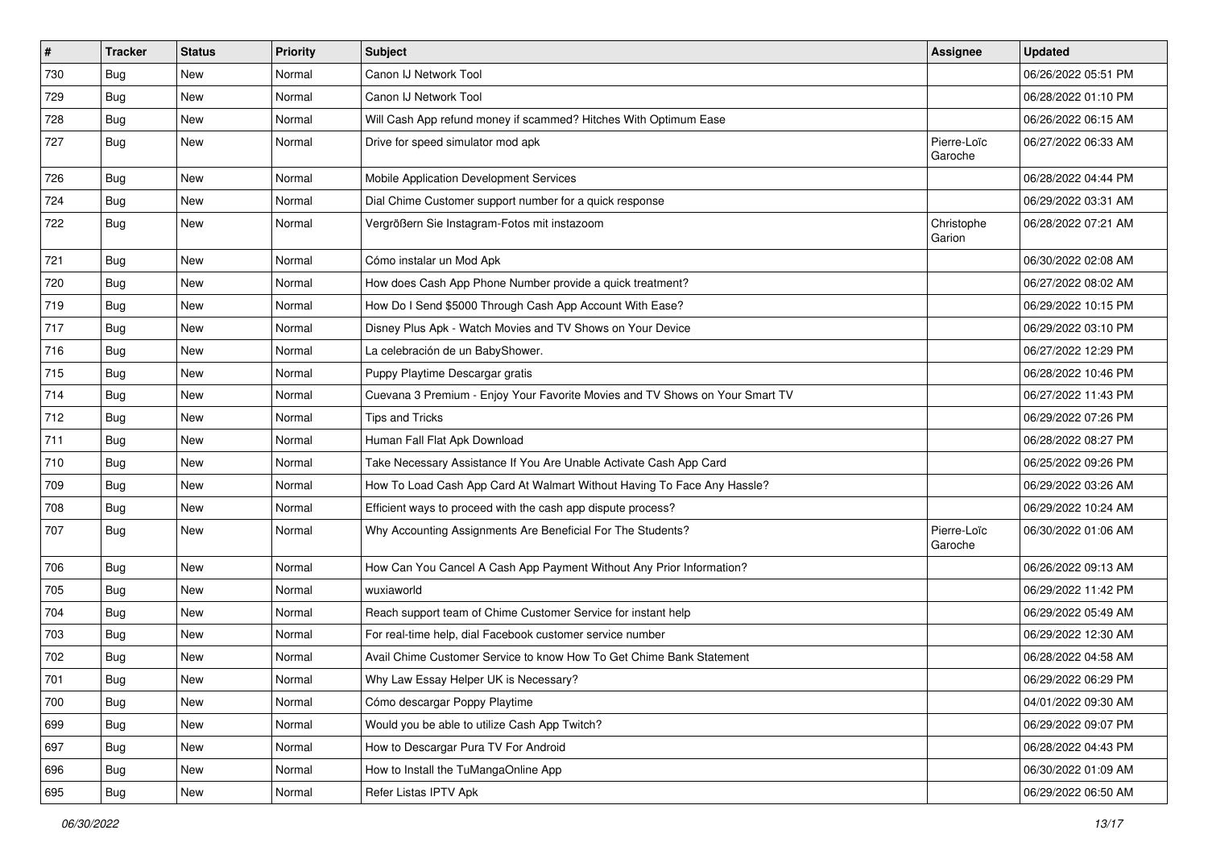| # | Tracker | Status | Priority | Subject | Assignee | Updated |
|---|---|---|---|---|---|---|
| 730 | Bug | New | Normal | Canon IJ Network Tool | | 06/26/2022 05:51 PM |
| 729 | Bug | New | Normal | Canon IJ Network Tool | | 06/28/2022 01:10 PM |
| 728 | Bug | New | Normal | Will Cash App refund money if scammed? Hitches With Optimum Ease | | 06/26/2022 06:15 AM |
| 727 | Bug | New | Normal | Drive for speed simulator mod apk | Pierre-Loïc Garoche | 06/27/2022 06:33 AM |
| 726 | Bug | New | Normal | Mobile Application Development Services | | 06/28/2022 04:44 PM |
| 724 | Bug | New | Normal | Dial Chime Customer support number for a quick response | | 06/29/2022 03:31 AM |
| 722 | Bug | New | Normal | Vergrößern Sie Instagram-Fotos mit instazoom | Christophe Garion | 06/28/2022 07:21 AM |
| 721 | Bug | New | Normal | Cómo instalar un Mod Apk | | 06/30/2022 02:08 AM |
| 720 | Bug | New | Normal | How does Cash App Phone Number provide a quick treatment? | | 06/27/2022 08:02 AM |
| 719 | Bug | New | Normal | How Do I Send $5000 Through Cash App Account With Ease? | | 06/29/2022 10:15 PM |
| 717 | Bug | New | Normal | Disney Plus Apk - Watch Movies and TV Shows on Your Device | | 06/29/2022 03:10 PM |
| 716 | Bug | New | Normal | La celebración de un BabyShower. | | 06/27/2022 12:29 PM |
| 715 | Bug | New | Normal | Puppy Playtime Descargar gratis | | 06/28/2022 10:46 PM |
| 714 | Bug | New | Normal | Cuevana 3 Premium - Enjoy Your Favorite Movies and TV Shows on Your Smart TV | | 06/27/2022 11:43 PM |
| 712 | Bug | New | Normal | Tips and Tricks | | 06/29/2022 07:26 PM |
| 711 | Bug | New | Normal | Human Fall Flat Apk Download | | 06/28/2022 08:27 PM |
| 710 | Bug | New | Normal | Take Necessary Assistance If You Are Unable Activate Cash App Card | | 06/25/2022 09:26 PM |
| 709 | Bug | New | Normal | How To Load Cash App Card At Walmart Without Having To Face Any Hassle? | | 06/29/2022 03:26 AM |
| 708 | Bug | New | Normal | Efficient ways to proceed with the cash app dispute process? | | 06/29/2022 10:24 AM |
| 707 | Bug | New | Normal | Why Accounting Assignments Are Beneficial For The Students? | Pierre-Loïc Garoche | 06/30/2022 01:06 AM |
| 706 | Bug | New | Normal | How Can You Cancel A Cash App Payment Without Any Prior Information? | | 06/26/2022 09:13 AM |
| 705 | Bug | New | Normal | wuxiaworld | | 06/29/2022 11:42 PM |
| 704 | Bug | New | Normal | Reach support team of Chime Customer Service for instant help | | 06/29/2022 05:49 AM |
| 703 | Bug | New | Normal | For real-time help, dial Facebook customer service number | | 06/29/2022 12:30 AM |
| 702 | Bug | New | Normal | Avail Chime Customer Service to know How To Get Chime Bank Statement | | 06/28/2022 04:58 AM |
| 701 | Bug | New | Normal | Why Law Essay Helper UK is Necessary? | | 06/29/2022 06:29 PM |
| 700 | Bug | New | Normal | Cómo descargar Poppy Playtime | | 04/01/2022 09:30 AM |
| 699 | Bug | New | Normal | Would you be able to utilize Cash App Twitch? | | 06/29/2022 09:07 PM |
| 697 | Bug | New | Normal | How to Descargar Pura TV For Android | | 06/28/2022 04:43 PM |
| 696 | Bug | New | Normal | How to Install the TuMangaOnline App | | 06/30/2022 01:09 AM |
| 695 | Bug | New | Normal | Refer Listas IPTV Apk | | 06/29/2022 06:50 AM |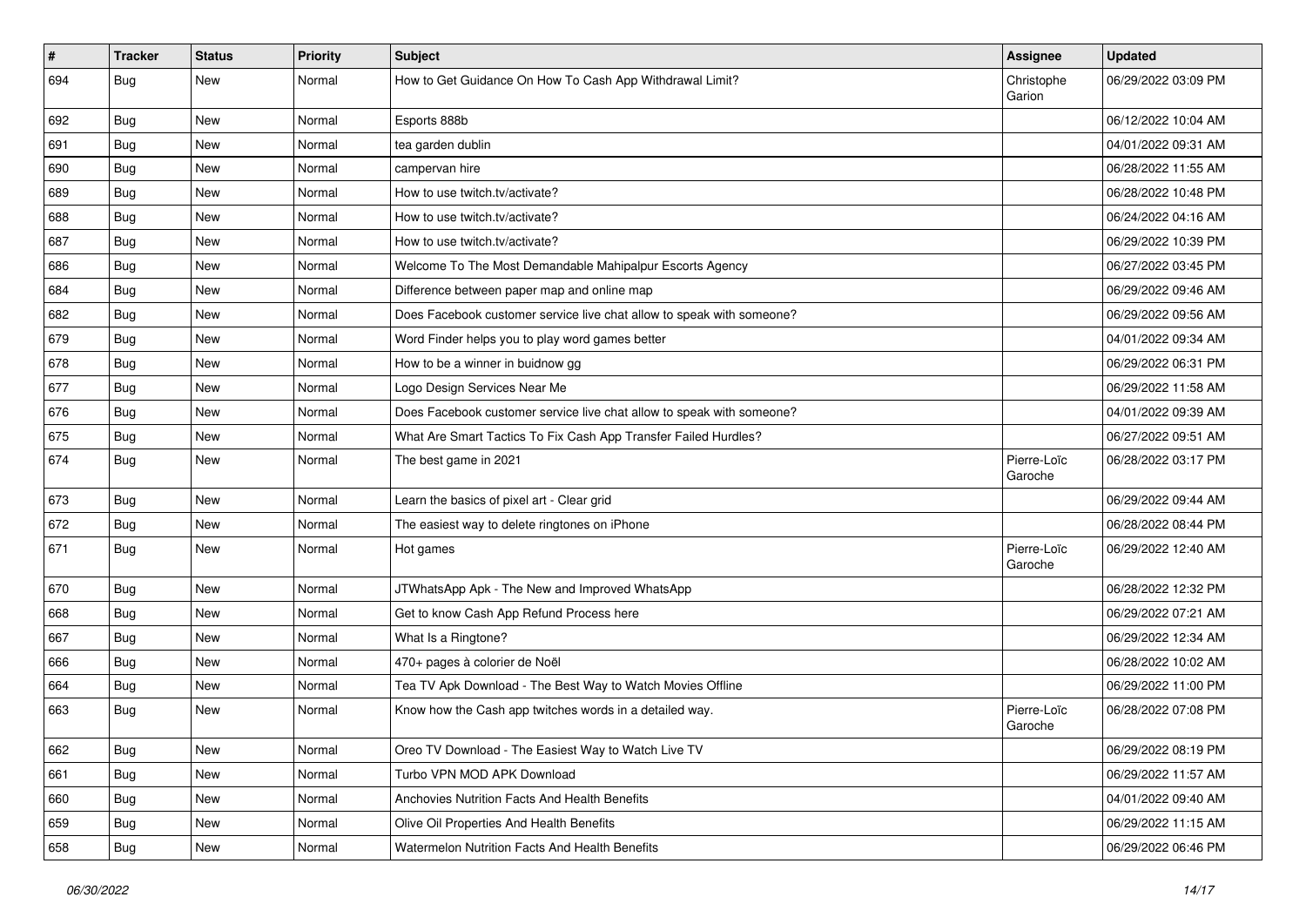| # | Tracker | Status | Priority | Subject | Assignee | Updated |
|---|---|---|---|---|---|---|
| 694 | Bug | New | Normal | How to Get Guidance On How To Cash App Withdrawal Limit? | Christophe Garion | 06/29/2022 03:09 PM |
| 692 | Bug | New | Normal | Esports 888b | | 06/12/2022 10:04 AM |
| 691 | Bug | New | Normal | tea garden dublin | | 04/01/2022 09:31 AM |
| 690 | Bug | New | Normal | campervan hire | | 06/28/2022 11:55 AM |
| 689 | Bug | New | Normal | How to use twitch.tv/activate? | | 06/28/2022 10:48 PM |
| 688 | Bug | New | Normal | How to use twitch.tv/activate? | | 06/24/2022 04:16 AM |
| 687 | Bug | New | Normal | How to use twitch.tv/activate? | | 06/29/2022 10:39 PM |
| 686 | Bug | New | Normal | Welcome To The Most Demandable Mahipalpur Escorts Agency | | 06/27/2022 03:45 PM |
| 684 | Bug | New | Normal | Difference between paper map and online map | | 06/29/2022 09:46 AM |
| 682 | Bug | New | Normal | Does Facebook customer service live chat allow to speak with someone? | | 06/29/2022 09:56 AM |
| 679 | Bug | New | Normal | Word Finder helps you to play word games better | | 04/01/2022 09:34 AM |
| 678 | Bug | New | Normal | How to be a winner in buidnow gg | | 06/29/2022 06:31 PM |
| 677 | Bug | New | Normal | Logo Design Services Near Me | | 06/29/2022 11:58 AM |
| 676 | Bug | New | Normal | Does Facebook customer service live chat allow to speak with someone? | | 04/01/2022 09:39 AM |
| 675 | Bug | New | Normal | What Are Smart Tactics To Fix Cash App Transfer Failed Hurdles? | | 06/27/2022 09:51 AM |
| 674 | Bug | New | Normal | The best game in 2021 | Pierre-Loïc Garoche | 06/28/2022 03:17 PM |
| 673 | Bug | New | Normal | Learn the basics of pixel art - Clear grid | | 06/29/2022 09:44 AM |
| 672 | Bug | New | Normal | The easiest way to delete ringtones on iPhone | | 06/28/2022 08:44 PM |
| 671 | Bug | New | Normal | Hot games | Pierre-Loïc Garoche | 06/29/2022 12:40 AM |
| 670 | Bug | New | Normal | JTWhatsApp Apk - The New and Improved WhatsApp | | 06/28/2022 12:32 PM |
| 668 | Bug | New | Normal | Get to know Cash App Refund Process here | | 06/29/2022 07:21 AM |
| 667 | Bug | New | Normal | What Is a Ringtone? | | 06/29/2022 12:34 AM |
| 666 | Bug | New | Normal | 470+ pages à colorier de Noël | | 06/28/2022 10:02 AM |
| 664 | Bug | New | Normal | Tea TV Apk Download - The Best Way to Watch Movies Offline | | 06/29/2022 11:00 PM |
| 663 | Bug | New | Normal | Know how the Cash app twitches words in a detailed way. | Pierre-Loïc Garoche | 06/28/2022 07:08 PM |
| 662 | Bug | New | Normal | Oreo TV Download - The Easiest Way to Watch Live TV | | 06/29/2022 08:19 PM |
| 661 | Bug | New | Normal | Turbo VPN MOD APK Download | | 06/29/2022 11:57 AM |
| 660 | Bug | New | Normal | Anchovies Nutrition Facts And Health Benefits | | 04/01/2022 09:40 AM |
| 659 | Bug | New | Normal | Olive Oil Properties And Health Benefits | | 06/29/2022 11:15 AM |
| 658 | Bug | New | Normal | Watermelon Nutrition Facts And Health Benefits | | 06/29/2022 06:46 PM |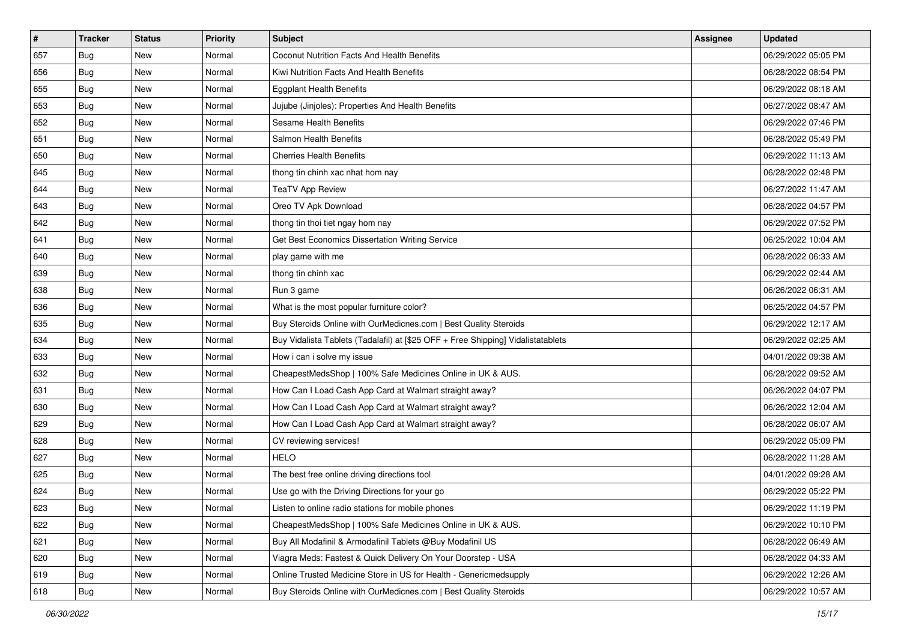| # | Tracker | Status | Priority | Subject | Assignee | Updated |
|---|---|---|---|---|---|---|
| 657 | Bug | New | Normal | Coconut Nutrition Facts And Health Benefits | | 06/29/2022 05:05 PM |
| 656 | Bug | New | Normal | Kiwi Nutrition Facts And Health Benefits | | 06/28/2022 08:54 PM |
| 655 | Bug | New | Normal | Eggplant Health Benefits | | 06/29/2022 08:18 AM |
| 653 | Bug | New | Normal | Jujube (Jinjoles): Properties And Health Benefits | | 06/27/2022 08:47 AM |
| 652 | Bug | New | Normal | Sesame Health Benefits | | 06/29/2022 07:46 PM |
| 651 | Bug | New | Normal | Salmon Health Benefits | | 06/28/2022 05:49 PM |
| 650 | Bug | New | Normal | Cherries Health Benefits | | 06/29/2022 11:13 AM |
| 645 | Bug | New | Normal | thong tin chinh xac nhat hom nay | | 06/28/2022 02:48 PM |
| 644 | Bug | New | Normal | TeaTV App Review | | 06/27/2022 11:47 AM |
| 643 | Bug | New | Normal | Oreo TV Apk Download | | 06/28/2022 04:57 PM |
| 642 | Bug | New | Normal | thong tin thoi tiet ngay hom nay | | 06/29/2022 07:52 PM |
| 641 | Bug | New | Normal | Get Best Economics Dissertation Writing Service | | 06/25/2022 10:04 AM |
| 640 | Bug | New | Normal | play game with me | | 06/28/2022 06:33 AM |
| 639 | Bug | New | Normal | thong tin chinh xac | | 06/29/2022 02:44 AM |
| 638 | Bug | New | Normal | Run 3 game | | 06/26/2022 06:31 AM |
| 636 | Bug | New | Normal | What is the most popular furniture color? | | 06/25/2022 04:57 PM |
| 635 | Bug | New | Normal | Buy Steroids Online with OurMedicnes.com \| Best Quality Steroids | | 06/29/2022 12:17 AM |
| 634 | Bug | New | Normal | Buy Vidalista Tablets (Tadalafil) at [$25 OFF + Free Shipping] Vidalistatablets | | 06/29/2022 02:25 AM |
| 633 | Bug | New | Normal | How i can i solve my issue | | 04/01/2022 09:38 AM |
| 632 | Bug | New | Normal | CheapestMedsShop \| 100% Safe Medicines Online in UK & AUS. | | 06/28/2022 09:52 AM |
| 631 | Bug | New | Normal | How Can I Load Cash App Card at Walmart straight away? | | 06/26/2022 04:07 PM |
| 630 | Bug | New | Normal | How Can I Load Cash App Card at Walmart straight away? | | 06/26/2022 12:04 AM |
| 629 | Bug | New | Normal | How Can I Load Cash App Card at Walmart straight away? | | 06/28/2022 06:07 AM |
| 628 | Bug | New | Normal | CV reviewing services! | | 06/29/2022 05:09 PM |
| 627 | Bug | New | Normal | HELO | | 06/28/2022 11:28 AM |
| 625 | Bug | New | Normal | The best free online driving directions tool | | 04/01/2022 09:28 AM |
| 624 | Bug | New | Normal | Use go with the Driving Directions for your go | | 06/29/2022 05:22 PM |
| 623 | Bug | New | Normal | Listen to online radio stations for mobile phones | | 06/29/2022 11:19 PM |
| 622 | Bug | New | Normal | CheapestMedsShop \| 100% Safe Medicines Online in UK & AUS. | | 06/29/2022 10:10 PM |
| 621 | Bug | New | Normal | Buy All Modafinil & Armodafinil Tablets @Buy Modafinil US | | 06/28/2022 06:49 AM |
| 620 | Bug | New | Normal | Viagra Meds: Fastest & Quick Delivery On Your Doorstep - USA | | 06/28/2022 04:33 AM |
| 619 | Bug | New | Normal | Online Trusted Medicine Store in US for Health - Genericmedsupply | | 06/29/2022 12:26 AM |
| 618 | Bug | New | Normal | Buy Steroids Online with OurMedicnes.com \| Best Quality Steroids | | 06/29/2022 10:57 AM |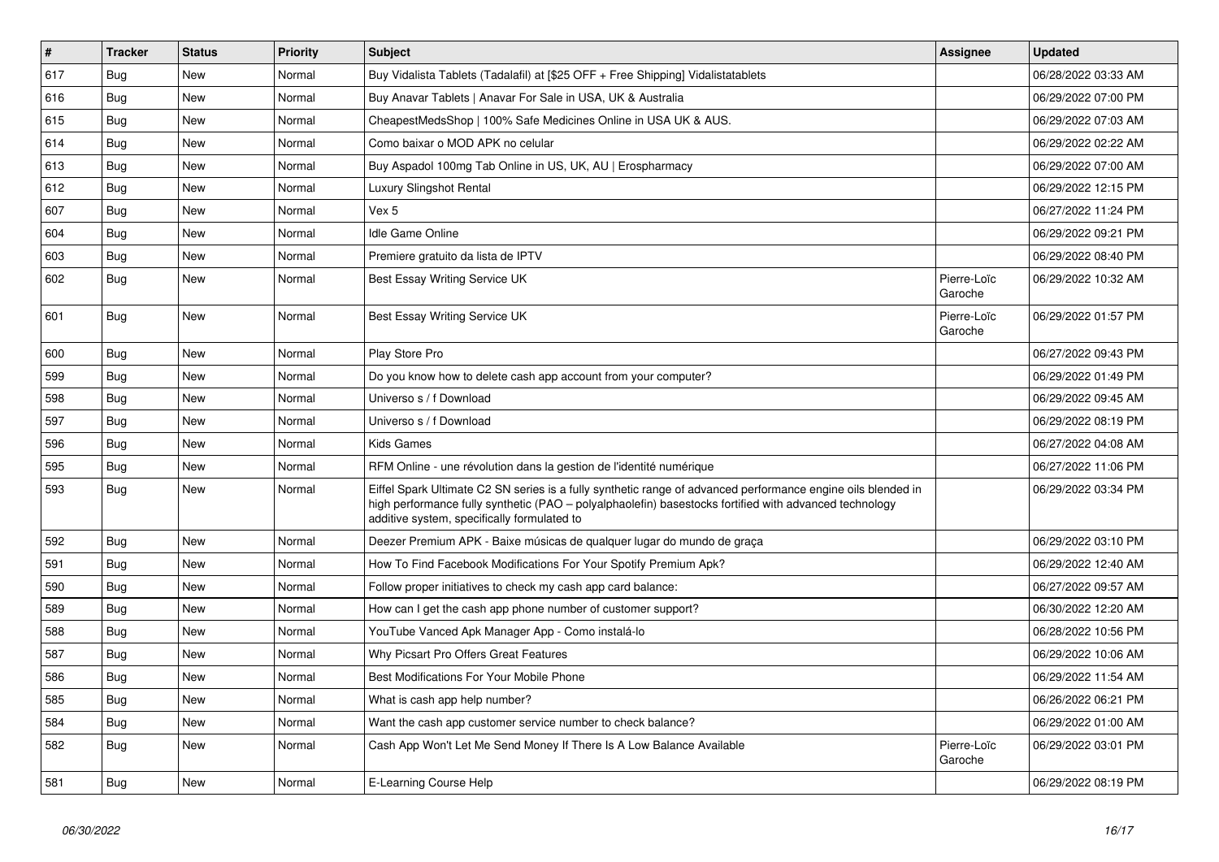| # | Tracker | Status | Priority | Subject | Assignee | Updated |
|---|---|---|---|---|---|---|
| 617 | Bug | New | Normal | Buy Vidalista Tablets (Tadalafil) at [$25 OFF + Free Shipping] Vidalistatablets | | 06/28/2022 03:33 AM |
| 616 | Bug | New | Normal | Buy Anavar Tablets \| Anavar For Sale in USA, UK & Australia | | 06/29/2022 07:00 PM |
| 615 | Bug | New | Normal | CheapestMedsShop \| 100% Safe Medicines Online in USA UK & AUS. | | 06/29/2022 07:03 AM |
| 614 | Bug | New | Normal | Como baixar o MOD APK no celular | | 06/29/2022 02:22 AM |
| 613 | Bug | New | Normal | Buy Aspadol 100mg Tab Online in US, UK, AU \| Erospharmacy | | 06/29/2022 07:00 AM |
| 612 | Bug | New | Normal | Luxury Slingshot Rental | | 06/29/2022 12:15 PM |
| 607 | Bug | New | Normal | Vex 5 | | 06/27/2022 11:24 PM |
| 604 | Bug | New | Normal | Idle Game Online | | 06/29/2022 09:21 PM |
| 603 | Bug | New | Normal | Premiere gratuito da lista de IPTV | | 06/29/2022 08:40 PM |
| 602 | Bug | New | Normal | Best Essay Writing Service UK | Pierre-Loïc Garoche | 06/29/2022 10:32 AM |
| 601 | Bug | New | Normal | Best Essay Writing Service UK | Pierre-Loïc Garoche | 06/29/2022 01:57 PM |
| 600 | Bug | New | Normal | Play Store Pro | | 06/27/2022 09:43 PM |
| 599 | Bug | New | Normal | Do you know how to delete cash app account from your computer? | | 06/29/2022 01:49 PM |
| 598 | Bug | New | Normal | Universo s / f Download | | 06/29/2022 09:45 AM |
| 597 | Bug | New | Normal | Universo s / f Download | | 06/29/2022 08:19 PM |
| 596 | Bug | New | Normal | Kids Games | | 06/27/2022 04:08 AM |
| 595 | Bug | New | Normal | RFM Online - une révolution dans la gestion de l'identité numérique | | 06/27/2022 11:06 PM |
| 593 | Bug | New | Normal | Eiffel Spark Ultimate C2 SN series is a fully synthetic range of advanced performance engine oils blended in high performance fully synthetic (PAO – polyalphaolefin) basestocks fortified with advanced technology additive system, specifically formulated to | | 06/29/2022 03:34 PM |
| 592 | Bug | New | Normal | Deezer Premium APK - Baixe músicas de qualquer lugar do mundo de graça | | 06/29/2022 03:10 PM |
| 591 | Bug | New | Normal | How To Find Facebook Modifications For Your Spotify Premium Apk? | | 06/29/2022 12:40 AM |
| 590 | Bug | New | Normal | Follow proper initiatives to check my cash app card balance: | | 06/27/2022 09:57 AM |
| 589 | Bug | New | Normal | How can I get the cash app phone number of customer support? | | 06/30/2022 12:20 AM |
| 588 | Bug | New | Normal | YouTube Vanced Apk Manager App - Como instalá-lo | | 06/28/2022 10:56 PM |
| 587 | Bug | New | Normal | Why Picsart Pro Offers Great Features | | 06/29/2022 10:06 AM |
| 586 | Bug | New | Normal | Best Modifications For Your Mobile Phone | | 06/29/2022 11:54 AM |
| 585 | Bug | New | Normal | What is cash app help number? | | 06/26/2022 06:21 PM |
| 584 | Bug | New | Normal | Want the cash app customer service number to check balance? | | 06/29/2022 01:00 AM |
| 582 | Bug | New | Normal | Cash App Won't Let Me Send Money If There Is A Low Balance Available | Pierre-Loïc Garoche | 06/29/2022 03:01 PM |
| 581 | Bug | New | Normal | E-Learning Course Help | | 06/29/2022 08:19 PM |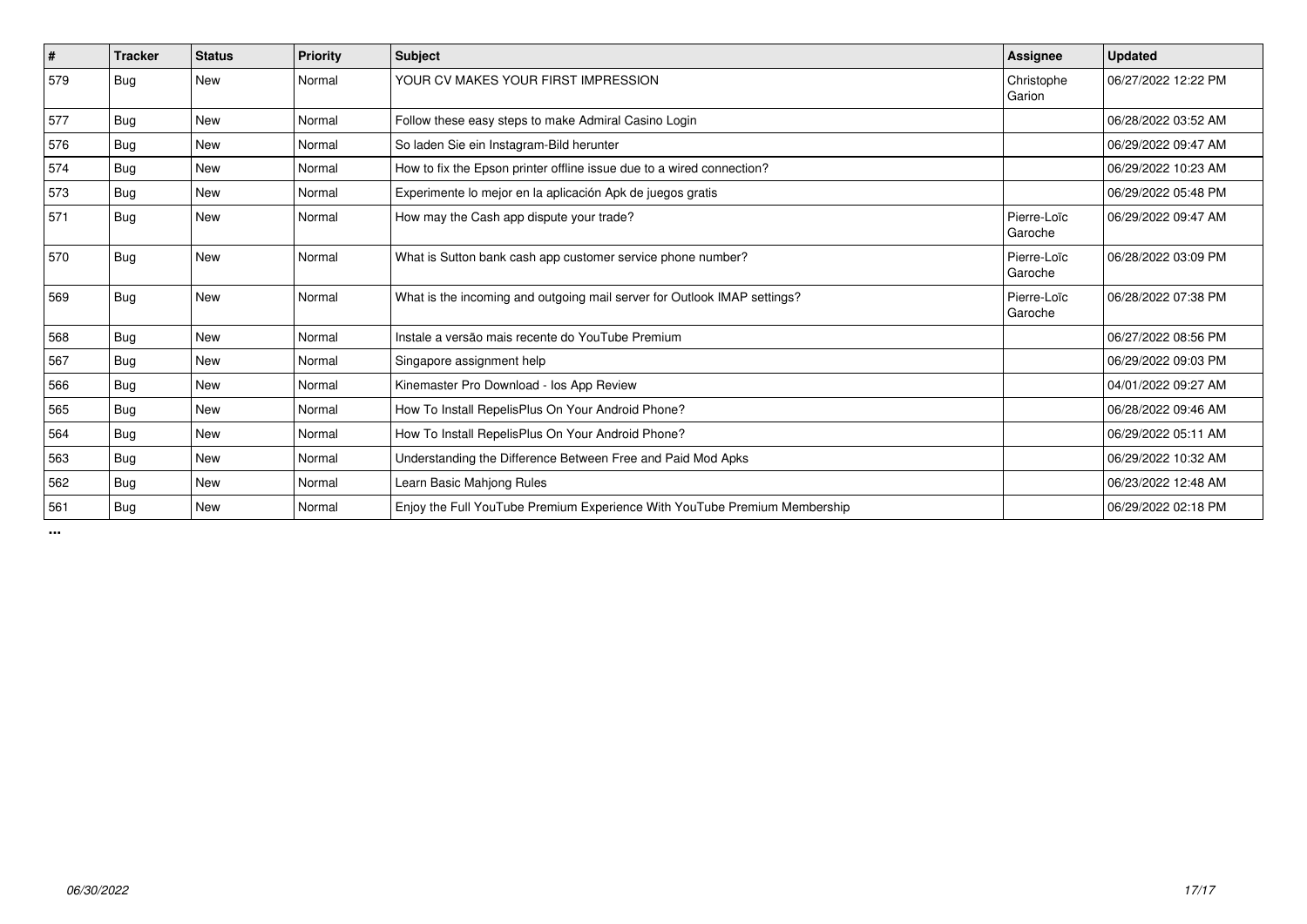| # | Tracker | Status | Priority | Subject | Assignee | Updated |
|---|---|---|---|---|---|---|
| 579 | Bug | New | Normal | YOUR CV MAKES YOUR FIRST IMPRESSION | Christophe Garion | 06/27/2022 12:22 PM |
| 577 | Bug | New | Normal | Follow these easy steps to make Admiral Casino Login | | 06/28/2022 03:52 AM |
| 576 | Bug | New | Normal | So laden Sie ein Instagram-Bild herunter | | 06/29/2022 09:47 AM |
| 574 | Bug | New | Normal | How to fix the Epson printer offline issue due to a wired connection? | | 06/29/2022 10:23 AM |
| 573 | Bug | New | Normal | Experimente lo mejor en la aplicación Apk de juegos gratis | | 06/29/2022 05:48 PM |
| 571 | Bug | New | Normal | How may the Cash app dispute your trade? | Pierre-Loïc Garoche | 06/29/2022 09:47 AM |
| 570 | Bug | New | Normal | What is Sutton bank cash app customer service phone number? | Pierre-Loïc Garoche | 06/28/2022 03:09 PM |
| 569 | Bug | New | Normal | What is the incoming and outgoing mail server for Outlook IMAP settings? | Pierre-Loïc Garoche | 06/28/2022 07:38 PM |
| 568 | Bug | New | Normal | Instale a versão mais recente do YouTube Premium | | 06/27/2022 08:56 PM |
| 567 | Bug | New | Normal | Singapore assignment help | | 06/29/2022 09:03 PM |
| 566 | Bug | New | Normal | Kinemaster Pro Download - Ios App Review | | 04/01/2022 09:27 AM |
| 565 | Bug | New | Normal | How To Install RepelisPlus On Your Android Phone? | | 06/28/2022 09:46 AM |
| 564 | Bug | New | Normal | How To Install RepelisPlus On Your Android Phone? | | 06/29/2022 05:11 AM |
| 563 | Bug | New | Normal | Understanding the Difference Between Free and Paid Mod Apks | | 06/29/2022 10:32 AM |
| 562 | Bug | New | Normal | Learn Basic Mahjong Rules | | 06/23/2022 12:48 AM |
| 561 | Bug | New | Normal | Enjoy the Full YouTube Premium Experience With YouTube Premium Membership | | 06/29/2022 02:18 PM |

...